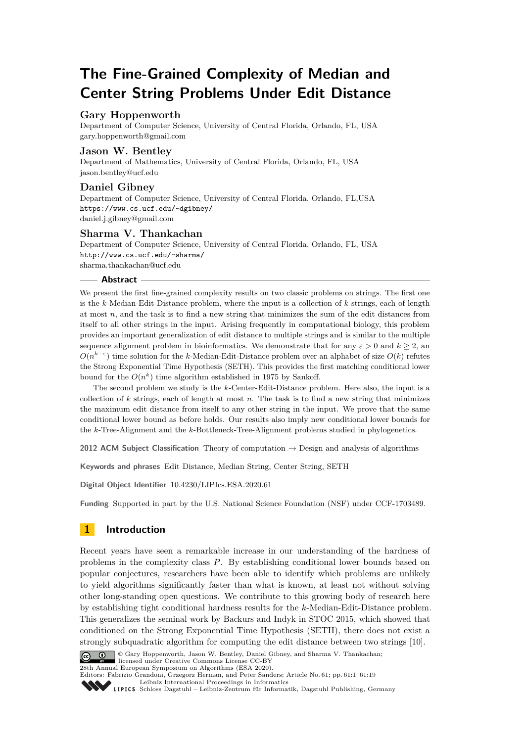# The Fine-Grained Complexity of Median and Center String Problems Under Edit Distance

**Gary Hoppenworth**
Department of Computer Science, University of Central Florida, Orlando, FL, USA
gary.hoppenworth@gmail.com

**Jason W. Bentley**
Department of Mathematics, University of Central Florida, Orlando, FL, USA
jason.bentley@ucf.edu

**Daniel Gibney**
Department of Computer Science, University of Central Florida, Orlando, FL,USA
https://www.cs.ucf.edu/~dgibney/
daniel.j.gibney@gmail.com

**Sharma V. Thankachan**
Department of Computer Science, University of Central Florida, Orlando, FL, USA
http://www.cs.ucf.edu/~sharma/
sharma.thankachan@ucf.edu

## Abstract

We present the first fine-grained complexity results on two classic problems on strings. The first one is the $k$-Median-Edit-Distance problem, where the input is a collection of $k$ strings, each of length at most $n$, and the task is to find a new string that minimizes the sum of the edit distances from itself to all other strings in the input. Arising frequently in computational biology, this problem provides an important generalization of edit distance to multiple strings and is similar to the multiple sequence alignment problem in bioinformatics. We demonstrate that for any $\varepsilon > 0$ and $k \geq 2$, an $O(n^{k-\varepsilon})$ time solution for the $k$-Median-Edit-Distance problem over an alphabet of size $O(k)$ refutes the Strong Exponential Time Hypothesis (SETH). This provides the first matching conditional lower bound for the $O(n^k)$ time algorithm established in 1975 by Sankoff.

The second problem we study is the $k$-Center-Edit-Distance problem. Here also, the input is a collection of $k$ strings, each of length at most $n$. The task is to find a new string that minimizes the maximum edit distance from itself to any other string in the input. We prove that the same conditional lower bound as before holds. Our results also imply new conditional lower bounds for the $k$-Tree-Alignment and the $k$-Bottleneck-Tree-Alignment problems studied in phylogenetics.

**2012 ACM Subject Classification** Theory of computation → Design and analysis of algorithms

**Keywords and phrases** Edit Distance, Median String, Center String, SETH

**Digital Object Identifier** 10.4230/LIPIcs.ESA.2020.61

**Funding** Supported in part by the U.S. National Science Foundation (NSF) under CCF-1703489.

## 1 Introduction

Recent years have seen a remarkable increase in our understanding of the hardness of problems in the complexity class $P$. By establishing conditional lower bounds based on popular conjectures, researchers have been able to identify which problems are unlikely to yield algorithms significantly faster than what is known, at least not without solving other long-standing open questions. We contribute to this growing body of research here by establishing tight conditional hardness results for the $k$-Median-Edit-Distance problem. This generalizes the seminal work by Backurs and Indyk in STOC 2015, which showed that conditioned on the Strong Exponential Time Hypothesis (SETH), there does not exist a strongly subquadratic algorithm for computing the edit distance between two strings [10].

© Gary Hoppenworth, Jason W. Bentley, Daniel Gibney, and Sharma V. Thankachan; licensed under Creative Commons License CC-BY
28th Annual European Symposium on Algorithms (ESA 2020).
Editors: Fabrizio Grandoni, Grzegorz Herman, and Peter Sanders; Article No. 61; pp. 61:1–61:19
Leibniz International Proceedings in Informatics
LIPICS Schloss Dagstuhl – Leibniz-Zentrum für Informatik, Dagstuhl Publishing, Germany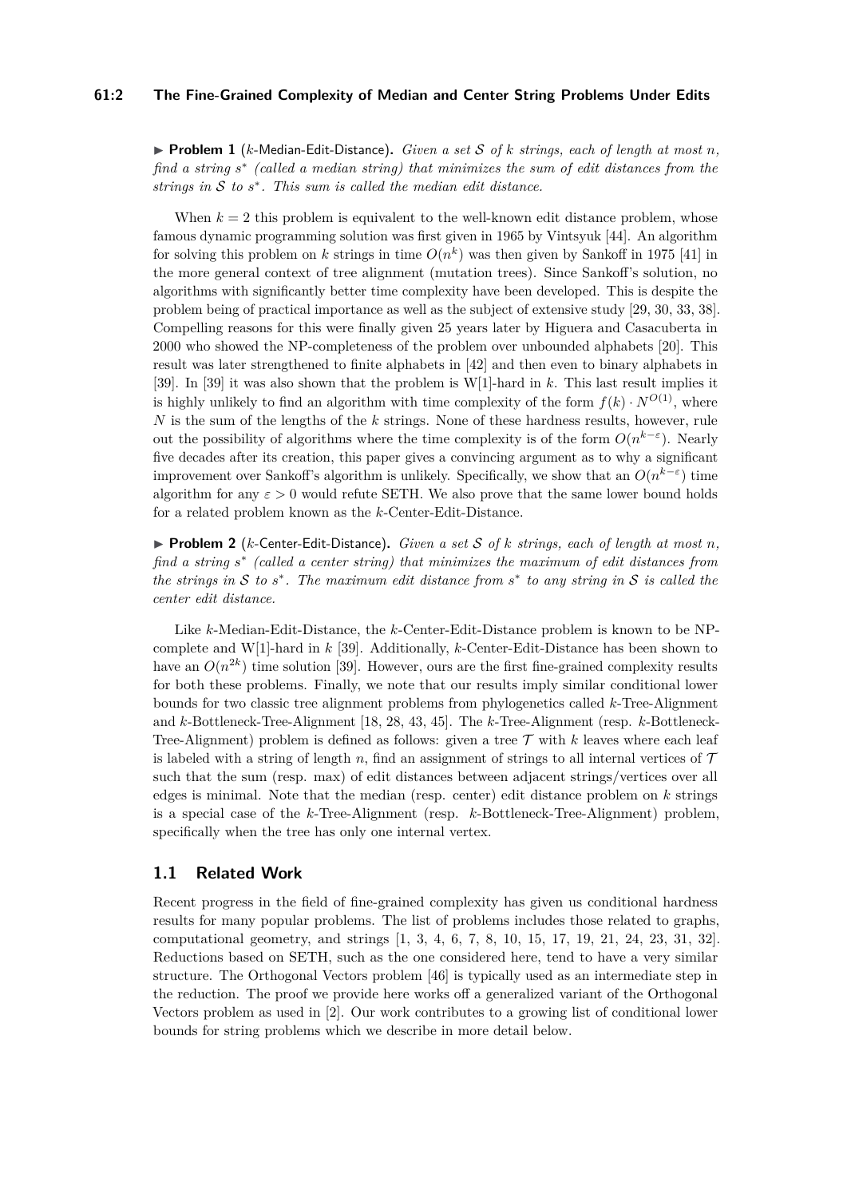▶ **Problem 1** ($k$-Median-Edit-Distance)**.** *Given a set $\mathcal{S}$ of $k$ strings, each of length at most $n$, find a string $s^*$ (called a median string) that minimizes the sum of edit distances from the strings in $\mathcal{S}$ to $s^*$. This sum is called the median edit distance.*

When $k = 2$ this problem is equivalent to the well-known edit distance problem, whose famous dynamic programming solution was first given in 1965 by Vintsyuk [44]. An algorithm for solving this problem on $k$ strings in time $O(n^k)$ was then given by Sankoff in 1975 [41] in the more general context of tree alignment (mutation trees). Since Sankoff's solution, no algorithms with significantly better time complexity have been developed. This is despite the problem being of practical importance as well as the subject of extensive study [29, 30, 33, 38]. Compelling reasons for this were finally given 25 years later by Higuera and Casacuberta in 2000 who showed the NP-completeness of the problem over unbounded alphabets [20]. This result was later strengthened to finite alphabets in [42] and then even to binary alphabets in [39]. In [39] it was also shown that the problem is W[1]-hard in $k$. This last result implies it is highly unlikely to find an algorithm with time complexity of the form $f(k) \cdot N^{O(1)}$, where $N$ is the sum of the lengths of the $k$ strings. None of these hardness results, however, rule out the possibility of algorithms where the time complexity is of the form $O(n^{k-\varepsilon})$. Nearly five decades after its creation, this paper gives a convincing argument as to why a significant improvement over Sankoff's algorithm is unlikely. Specifically, we show that an $O(n^{k-\varepsilon})$ time algorithm for any $\varepsilon > 0$ would refute SETH. We also prove that the same lower bound holds for a related problem known as the $k$-Center-Edit-Distance.

▶ **Problem 2** ($k$-Center-Edit-Distance)**.** *Given a set $\mathcal{S}$ of $k$ strings, each of length at most $n$, find a string $s^*$ (called a center string) that minimizes the maximum of edit distances from the strings in $\mathcal{S}$ to $s^*$. The maximum edit distance from $s^*$ to any string in $\mathcal{S}$ is called the center edit distance.*

Like $k$-Median-Edit-Distance, the $k$-Center-Edit-Distance problem is known to be NP-complete and W[1]-hard in $k$ [39]. Additionally, $k$-Center-Edit-Distance has been shown to have an $O(n^{2k})$ time solution [39]. However, ours are the first fine-grained complexity results for both these problems. Finally, we note that our results imply similar conditional lower bounds for two classic tree alignment problems from phylogenetics called $k$-Tree-Alignment and $k$-Bottleneck-Tree-Alignment [18, 28, 43, 45]. The $k$-Tree-Alignment (resp. $k$-Bottleneck-Tree-Alignment) problem is defined as follows: given a tree $\mathcal{T}$ with $k$ leaves where each leaf is labeled with a string of length $n$, find an assignment of strings to all internal vertices of $\mathcal{T}$ such that the sum (resp. max) of edit distances between adjacent strings/vertices over all edges is minimal. Note that the median (resp. center) edit distance problem on $k$ strings is a special case of the $k$-Tree-Alignment (resp. $k$-Bottleneck-Tree-Alignment) problem, specifically when the tree has only one internal vertex.

## 1.1 Related Work

Recent progress in the field of fine-grained complexity has given us conditional hardness results for many popular problems. The list of problems includes those related to graphs, computational geometry, and strings [1, 3, 4, 6, 7, 8, 10, 15, 17, 19, 21, 24, 23, 31, 32]. Reductions based on SETH, such as the one considered here, tend to have a very similar structure. The Orthogonal Vectors problem [46] is typically used as an intermediate step in the reduction. The proof we provide here works off a generalized variant of the Orthogonal Vectors problem as used in [2]. Our work contributes to a growing list of conditional lower bounds for string problems which we describe in more detail below.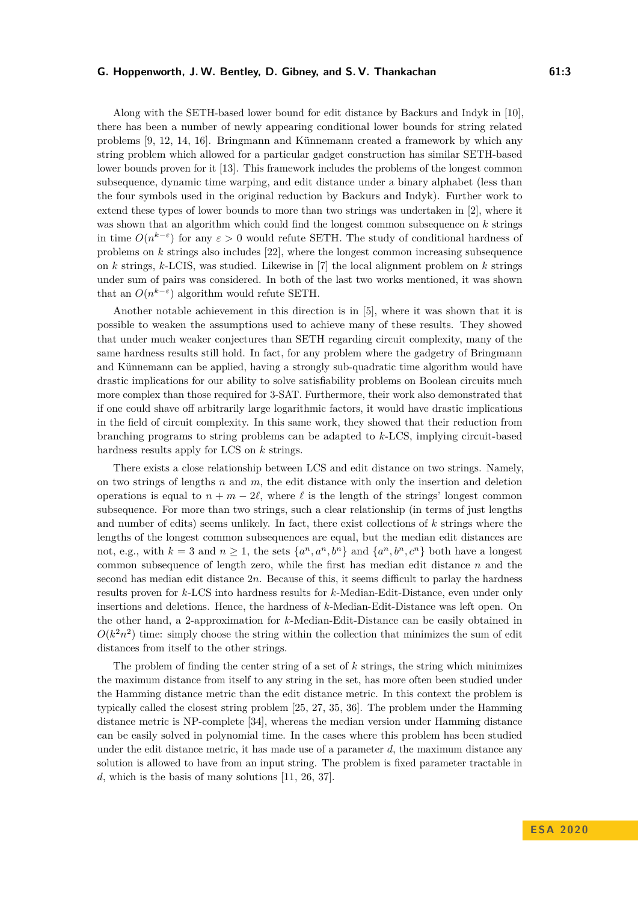Along with the SETH-based lower bound for edit distance by Backurs and Indyk in [10], there has been a number of newly appearing conditional lower bounds for string related problems [9, 12, 14, 16]. Bringmann and Künnemann created a framework by which any string problem which allowed for a particular gadget construction has similar SETH-based lower bounds proven for it [13]. This framework includes the problems of the longest common subsequence, dynamic time warping, and edit distance under a binary alphabet (less than the four symbols used in the original reduction by Backurs and Indyk). Further work to extend these types of lower bounds to more than two strings was undertaken in [2], where it was shown that an algorithm which could find the longest common subsequence on $k$ strings in time $O(n^{k-\varepsilon})$ for any $\varepsilon > 0$ would refute SETH. The study of conditional hardness of problems on $k$ strings also includes [22], where the longest common increasing subsequence on $k$ strings, $k$-LCIS, was studied. Likewise in [7] the local alignment problem on $k$ strings under sum of pairs was considered. In both of the last two works mentioned, it was shown that an $O(n^{k-\varepsilon})$ algorithm would refute SETH.

Another notable achievement in this direction is in [5], where it was shown that it is possible to weaken the assumptions used to achieve many of these results. They showed that under much weaker conjectures than SETH regarding circuit complexity, many of the same hardness results still hold. In fact, for any problem where the gadgetry of Bringmann and Künnemann can be applied, having a strongly sub-quadratic time algorithm would have drastic implications for our ability to solve satisfiability problems on Boolean circuits much more complex than those required for 3-SAT. Furthermore, their work also demonstrated that if one could shave off arbitrarily large logarithmic factors, it would have drastic implications in the field of circuit complexity. In this same work, they showed that their reduction from branching programs to string problems can be adapted to $k$-LCS, implying circuit-based hardness results apply for LCS on $k$ strings.

There exists a close relationship between LCS and edit distance on two strings. Namely, on two strings of lengths $n$ and $m$, the edit distance with only the insertion and deletion operations is equal to $n + m - 2\ell$, where $\ell$ is the length of the strings' longest common subsequence. For more than two strings, such a clear relationship (in terms of just lengths and number of edits) seems unlikely. In fact, there exist collections of $k$ strings where the lengths of the longest common subsequences are equal, but the median edit distances are not, e.g., with $k = 3$ and $n \geq 1$, the sets $\{a^n, a^n, b^n\}$ and $\{a^n, b^n, c^n\}$ both have a longest common subsequence of length zero, while the first has median edit distance $n$ and the second has median edit distance $2n$. Because of this, it seems difficult to parlay the hardness results proven for $k$-LCS into hardness results for $k$-Median-Edit-Distance, even under only insertions and deletions. Hence, the hardness of $k$-Median-Edit-Distance was left open. On the other hand, a 2-approximation for $k$-Median-Edit-Distance can be easily obtained in $O(k^2n^2)$ time: simply choose the string within the collection that minimizes the sum of edit distances from itself to the other strings.

The problem of finding the center string of a set of $k$ strings, the string which minimizes the maximum distance from itself to any string in the set, has more often been studied under the Hamming distance metric than the edit distance metric. In this context the problem is typically called the closest string problem [25, 27, 35, 36]. The problem under the Hamming distance metric is NP-complete [34], whereas the median version under Hamming distance can be easily solved in polynomial time. In the cases where this problem has been studied under the edit distance metric, it has made use of a parameter $d$, the maximum distance any solution is allowed to have from an input string. The problem is fixed parameter tractable in $d$, which is the basis of many solutions [11, 26, 37].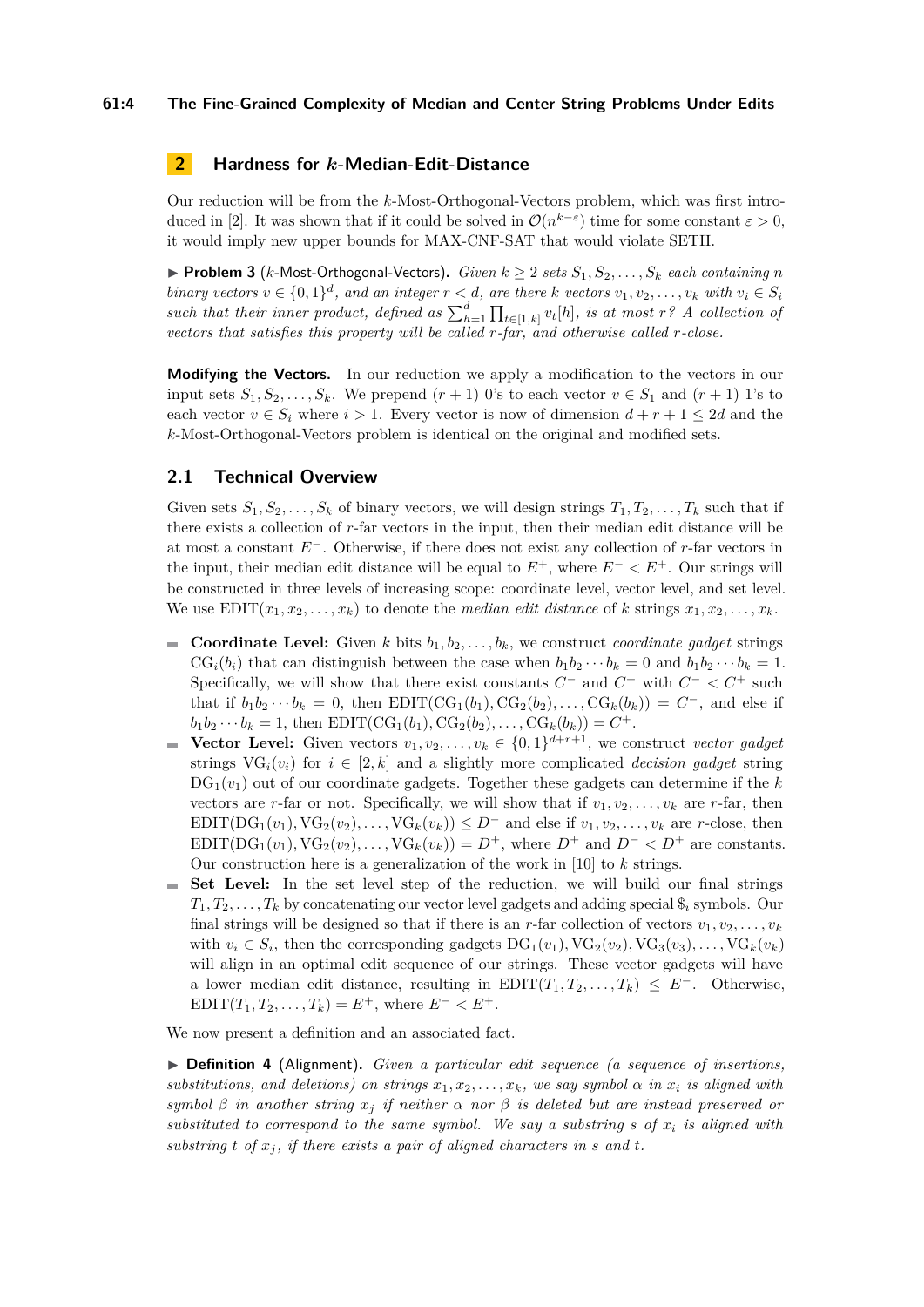## 2 Hardness for $k$-Median-Edit-Distance

Our reduction will be from the $k$-Most-Orthogonal-Vectors problem, which was first introduced in [2]. It was shown that if it could be solved in $\mathcal{O}(n^{k-\varepsilon})$ time for some constant $\varepsilon > 0$, it would imply new upper bounds for MAX-CNF-SAT that would violate SETH.

▶ **Problem 3** ($k$-Most-Orthogonal-Vectors)**.** *Given $k \geq 2$ sets $S_1, S_2, \ldots, S_k$ each containing $n$ binary vectors $v \in \{0,1\}^d$, and an integer $r < d$, are there $k$ vectors $v_1, v_2, \ldots, v_k$ with $v_i \in S_i$ such that their inner product, defined as $\sum_{h=1}^{d} \prod_{t \in [1,k]} v_t[h]$, is at most $r$? A collection of vectors that satisfies this property will be called $r$-far, and otherwise called $r$-close.*

**Modifying the Vectors.** In our reduction we apply a modification to the vectors in our input sets $S_1, S_2, \ldots, S_k$. We prepend $(r+1)$ 0's to each vector $v \in S_1$ and $(r+1)$ 1's to each vector $v \in S_i$ where $i > 1$. Every vector is now of dimension $d + r + 1 \leq 2d$ and the $k$-Most-Orthogonal-Vectors problem is identical on the original and modified sets.

### 2.1 Technical Overview

Given sets $S_1, S_2, \ldots, S_k$ of binary vectors, we will design strings $T_1, T_2, \ldots, T_k$ such that if there exists a collection of $r$-far vectors in the input, then their median edit distance will be at most a constant $E^-$. Otherwise, if there does not exist any collection of $r$-far vectors in the input, their median edit distance will be equal to $E^+$, where $E^- < E^+$. Our strings will be constructed in three levels of increasing scope: coordinate level, vector level, and set level. We use $\text{EDIT}(x_1, x_2, \ldots, x_k)$ to denote the *median edit distance* of $k$ strings $x_1, x_2, \ldots, x_k$.

- **Coordinate Level:** Given $k$ bits $b_1, b_2, \ldots, b_k$, we construct *coordinate gadget* strings $\text{CG}_i(b_i)$ that can distinguish between the case when $b_1 b_2 \cdots b_k = 0$ and $b_1 b_2 \cdots b_k = 1$. Specifically, we will show that there exist constants $C^-$ and $C^+$ with $C^- < C^+$ such that if $b_1 b_2 \cdots b_k = 0$, then $\text{EDIT}(\text{CG}_1(b_1), \text{CG}_2(b_2), \ldots, \text{CG}_k(b_k)) = C^-$, and else if $b_1 b_2 \cdots b_k = 1$, then $\text{EDIT}(\text{CG}_1(b_1), \text{CG}_2(b_2), \ldots, \text{CG}_k(b_k)) = C^+$.
- **Vector Level:** Given vectors $v_1, v_2, \ldots, v_k \in \{0,1\}^{d+r+1}$, we construct *vector gadget* strings $\text{VG}_i(v_i)$ for $i \in [2,k]$ and a slightly more complicated *decision gadget* string $\text{DG}_1(v_1)$ out of our coordinate gadgets. Together these gadgets can determine if the $k$ vectors are $r$-far or not. Specifically, we will show that if $v_1, v_2, \ldots, v_k$ are $r$-far, then $\text{EDIT}(\text{DG}_1(v_1), \text{VG}_2(v_2), \ldots, \text{VG}_k(v_k)) \leq D^-$ and else if $v_1, v_2, \ldots, v_k$ are $r$-close, then $\text{EDIT}(\text{DG}_1(v_1), \text{VG}_2(v_2), \ldots, \text{VG}_k(v_k)) = D^+$, where $D^+$ and $D^- < D^+$ are constants. Our construction here is a generalization of the work in [10] to $k$ strings.
- **Set Level:** In the set level step of the reduction, we will build our final strings $T_1, T_2, \ldots, T_k$ by concatenating our vector level gadgets and adding special $\$_i$ symbols. Our final strings will be designed so that if there is an $r$-far collection of vectors $v_1, v_2, \ldots, v_k$ with $v_i \in S_i$, then the corresponding gadgets $\text{DG}_1(v_1), \text{VG}_2(v_2), \text{VG}_3(v_3), \ldots, \text{VG}_k(v_k)$ will align in an optimal edit sequence of our strings. These vector gadgets will have a lower median edit distance, resulting in $\text{EDIT}(T_1, T_2, \ldots, T_k) \leq E^-$. Otherwise, $\text{EDIT}(T_1, T_2, \ldots, T_k) = E^+$, where $E^- < E^+$.

We now present a definition and an associated fact.

▶ **Definition 4** (Alignment)**.** *Given a particular edit sequence (a sequence of insertions, substitutions, and deletions) on strings $x_1, x_2, \ldots, x_k$, we say symbol $\alpha$ in $x_i$ is aligned with symbol $\beta$ in another string $x_j$ if neither $\alpha$ nor $\beta$ is deleted but are instead preserved or substituted to correspond to the same symbol. We say a substring $s$ of $x_i$ is aligned with substring $t$ of $x_j$, if there exists a pair of aligned characters in $s$ and $t$.*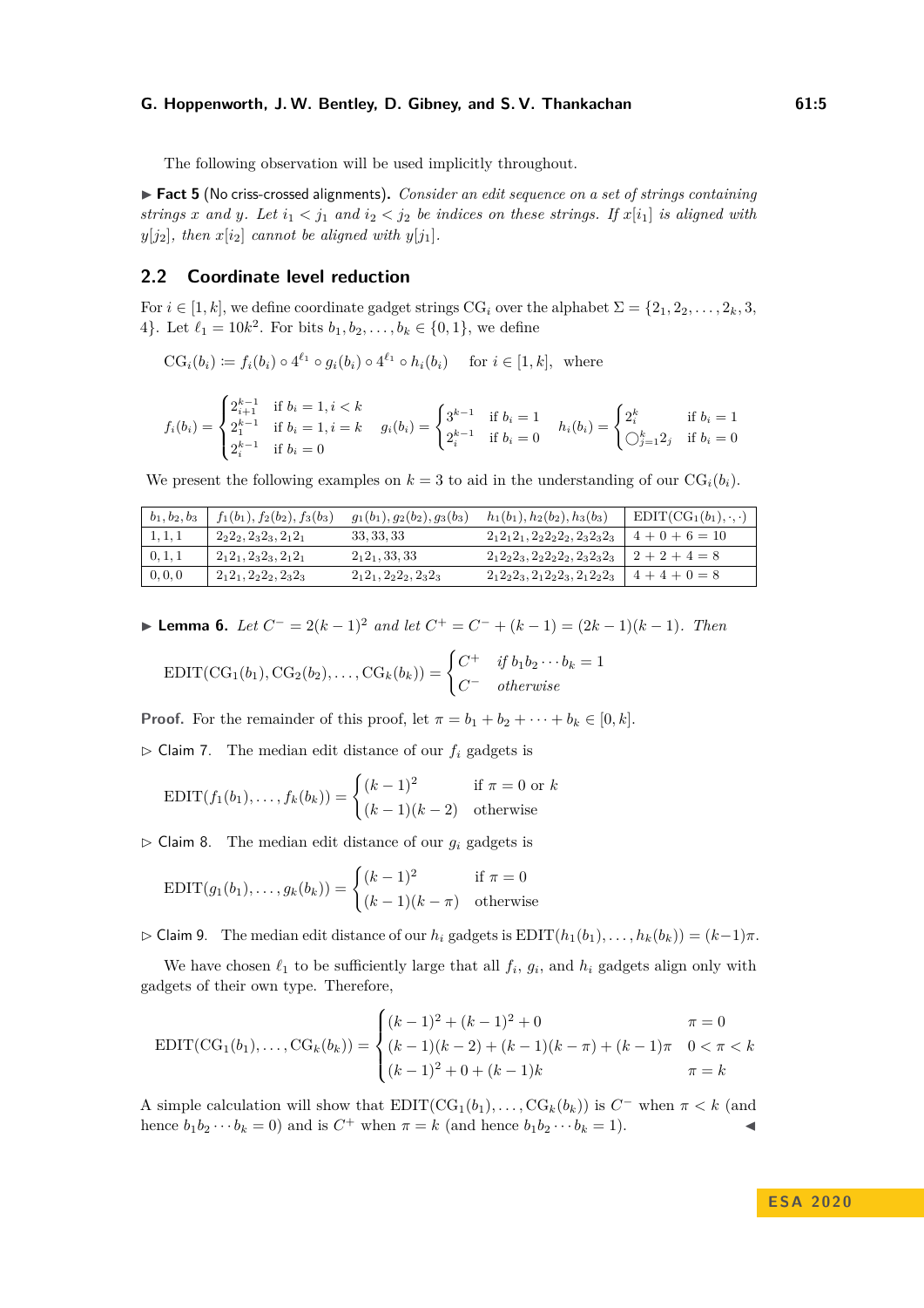The following observation will be used implicitly throughout.

▶ **Fact 5** (No criss-crossed alignments). *Consider an edit sequence on a set of strings containing strings $x$ and $y$. Let $i_1 < j_1$ and $i_2 < j_2$ be indices on these strings. If $x[i_1]$ is aligned with $y[j_2]$, then $x[i_2]$ cannot be aligned with $y[j_1]$.*

## 2.2 Coordinate level reduction

For $i \in [1, k]$, we define coordinate gadget strings $\text{CG}_i$ over the alphabet $\Sigma = \{2_1, 2_2, \ldots, 2_k, 3, 4\}$. Let $\ell_1 = 10k^2$. For bits $b_1, b_2, \ldots, b_k \in \{0, 1\}$, we define

$$\text{CG}_i(b_i) := f_i(b_i) \circ 4^{\ell_1} \circ g_i(b_i) \circ 4^{\ell_1} \circ h_i(b_i) \quad \text{for } i \in [1, k], \text{ where}$$

$$f_i(b_i) = \begin{cases} 2_{i+1}^{k-1} & \text{if } b_i = 1, i < k \\ 2_1^{k-1} & \text{if } b_i = 1, i = k \\ 2_i^{k-1} & \text{if } b_i = 0 \end{cases} \quad g_i(b_i) = \begin{cases} 3^{k-1} & \text{if } b_i = 1 \\ 2_i^{k-1} & \text{if } b_i = 0 \end{cases} \quad h_i(b_i) = \begin{cases} 2_i^k & \text{if } b_i = 1 \\ \bigcirc_{j=1}^{k} 2_j & \text{if } b_i = 0 \end{cases}$$

We present the following examples on $k = 3$ to aid in the understanding of our $\text{CG}_i(b_i)$.

| $b_1, b_2, b_3$ | $f_1(b_1), f_2(b_2), f_3(b_3)$ | $g_1(b_1), g_2(b_2), g_3(b_3)$ | $h_1(b_1), h_2(b_2), h_3(b_3)$ | $\text{EDIT}(\text{CG}_1(b_1), \cdot, \cdot)$ |
|---|---|---|---|---|
| $1, 1, 1$ | $2_2 2_2, 2_3 2_3, 2_1 2_1$ | $33, 33, 33$ | $2_1 2_1 2_1, 2_2 2_2 2_2, 2_3 2_3 2_3$ | $4 + 0 + 6 = 10$ |
| $0, 1, 1$ | $2_1 2_1, 2_3 2_3, 2_1 2_1$ | $2_1 2_1, 33, 33$ | $2_1 2_2 2_3, 2_2 2_2 2_2, 2_3 2_3 2_3$ | $2 + 2 + 4 = 8$ |
| $0, 0, 0$ | $2_1 2_1, 2_2 2_2, 2_3 2_3$ | $2_1 2_1, 2_2 2_2, 2_3 2_3$ | $2_1 2_2 2_3, 2_1 2_2 2_3, 2_1 2_2 2_3$ | $4 + 4 + 0 = 8$ |

▶ **Lemma 6.** *Let $C^- = 2(k-1)^2$ and let $C^+ = C^- + (k-1) = (2k-1)(k-1)$. Then*

$$\text{EDIT}(\text{CG}_1(b_1), \text{CG}_2(b_2), \ldots, \text{CG}_k(b_k)) = \begin{cases} C^+ & \text{if } b_1 b_2 \cdots b_k = 1 \\ C^- & \text{otherwise} \end{cases}$$

**Proof.** For the remainder of this proof, let $\pi = b_1 + b_2 + \cdots + b_k \in [0, k]$.

▷ Claim 7. The median edit distance of our $f_i$ gadgets is

$$\text{EDIT}(f_1(b_1), \ldots, f_k(b_k)) = \begin{cases} (k-1)^2 & \text{if } \pi = 0 \text{ or } k \\ (k-1)(k-2) & \text{otherwise} \end{cases}$$

▷ Claim 8. The median edit distance of our $g_i$ gadgets is

$$\text{EDIT}(g_1(b_1), \ldots, g_k(b_k)) = \begin{cases} (k-1)^2 & \text{if } \pi = 0 \\ (k-1)(k-\pi) & \text{otherwise} \end{cases}$$

▷ Claim 9. The median edit distance of our $h_i$ gadgets is $\text{EDIT}(h_1(b_1), \ldots, h_k(b_k)) = (k-1)\pi$.

We have chosen $\ell_1$ to be sufficiently large that all $f_i$, $g_i$, and $h_i$ gadgets align only with gadgets of their own type. Therefore,

$$\text{EDIT}(\text{CG}_1(b_1), \ldots, \text{CG}_k(b_k)) = \begin{cases} (k-1)^2 + (k-1)^2 + 0 & \pi = 0 \\ (k-1)(k-2) + (k-1)(k-\pi) + (k-1)\pi & 0 < \pi < k \\ (k-1)^2 + 0 + (k-1)k & \pi = k \end{cases}$$

A simple calculation will show that $\text{EDIT}(\text{CG}_1(b_1), \ldots, \text{CG}_k(b_k))$ is $C^-$ when $\pi < k$ (and hence $b_1 b_2 \cdots b_k = 0$) and is $C^+$ when $\pi = k$ (and hence $b_1 b_2 \cdots b_k = 1$). ◀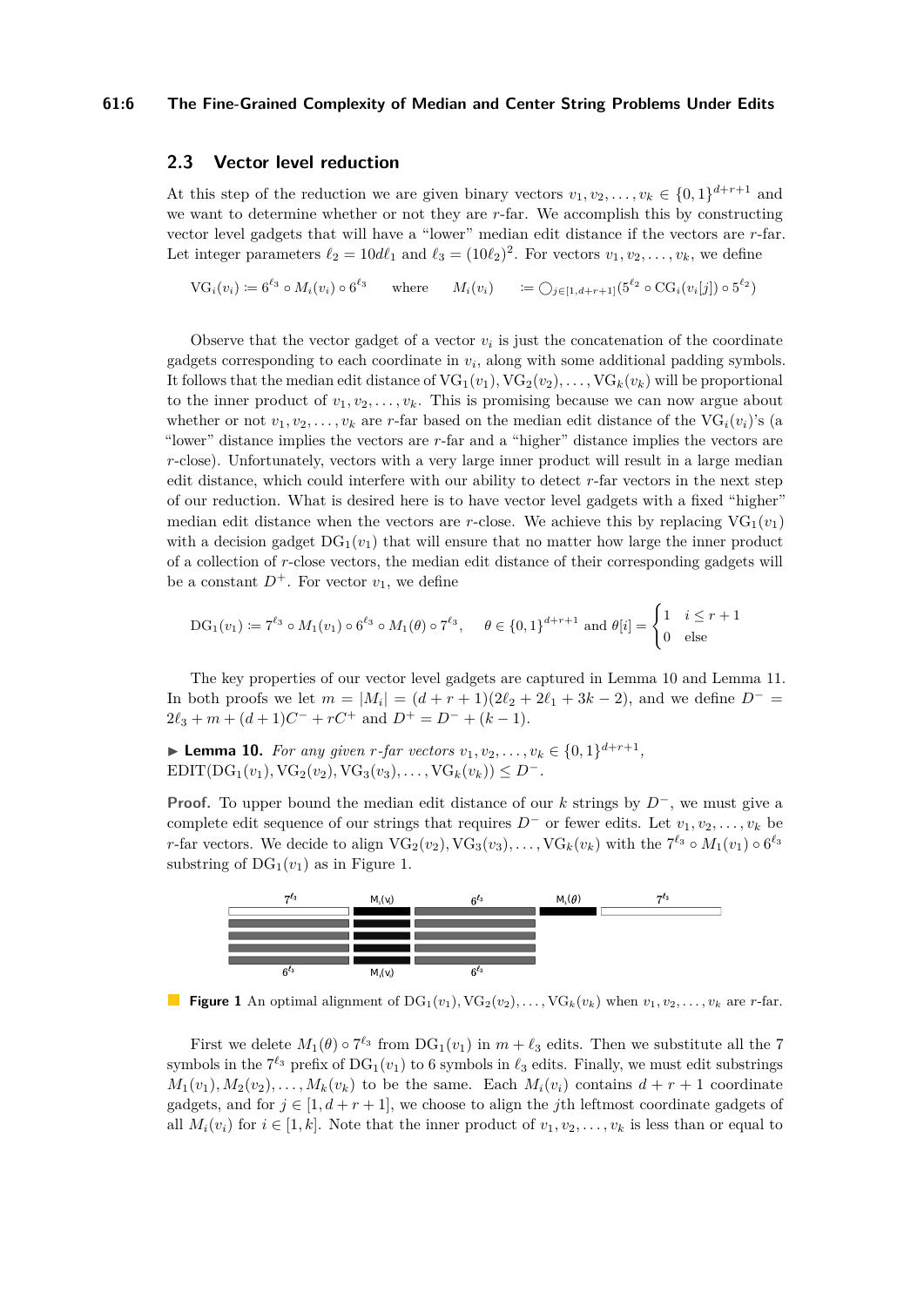## 2.3 Vector level reduction

At this step of the reduction we are given binary vectors $v_1, v_2, \ldots, v_k \in \{0,1\}^{d+r+1}$ and we want to determine whether or not they are $r$-far. We accomplish this by constructing vector level gadgets that will have a "lower" median edit distance if the vectors are $r$-far. Let integer parameters $\ell_2 = 10d\ell_1$ and $\ell_3 = (10\ell_2)^2$. For vectors $v_1, v_2, \ldots, v_k$, we define

$$\mathrm{VG}_i(v_i) := 6^{\ell_3} \circ M_i(v_i) \circ 6^{\ell_3} \quad \text{where} \quad M_i(v_i) \quad := \bigcirc_{j \in [1, d+r+1]} (5^{\ell_2} \circ \mathrm{CG}_i(v_i[j]) \circ 5^{\ell_2})$$

Observe that the vector gadget of a vector $v_i$ is just the concatenation of the coordinate gadgets corresponding to each coordinate in $v_i$, along with some additional padding symbols. It follows that the median edit distance of $\mathrm{VG}_1(v_1), \mathrm{VG}_2(v_2), \ldots, \mathrm{VG}_k(v_k)$ will be proportional to the inner product of $v_1, v_2, \ldots, v_k$. This is promising because we can now argue about whether or not $v_1, v_2, \ldots, v_k$ are $r$-far based on the median edit distance of the $\mathrm{VG}_i(v_i)$'s (a "lower" distance implies the vectors are $r$-far and a "higher" distance implies the vectors are $r$-close). Unfortunately, vectors with a very large inner product will result in a large median edit distance, which could interfere with our ability to detect $r$-far vectors in the next step of our reduction. What is desired here is to have vector level gadgets with a fixed "higher" median edit distance when the vectors are $r$-close. We achieve this by replacing $\mathrm{VG}_1(v_1)$ with a decision gadget $\mathrm{DG}_1(v_1)$ that will ensure that no matter how large the inner product of a collection of $r$-close vectors, the median edit distance of their corresponding gadgets will be a constant $D^+$. For vector $v_1$, we define

$$\mathrm{DG}_1(v_1) := 7^{\ell_3} \circ M_1(v_1) \circ 6^{\ell_3} \circ M_1(\theta) \circ 7^{\ell_3}, \qquad \theta \in \{0,1\}^{d+r+1} \text{ and } \theta[i] = \begin{cases} 1 & i \leq r+1 \\ 0 & \text{else} \end{cases}$$

The key properties of our vector level gadgets are captured in Lemma 10 and Lemma 11. In both proofs we let $m = |M_i| = (d+r+1)(2\ell_2 + 2\ell_1 + 3k - 2)$, and we define $D^- = 2\ell_3 + m + (d+1)C^- + rC^+$ and $D^+ = D^- + (k-1)$.

▶ **Lemma 10.** *For any given $r$-far vectors $v_1, v_2, \ldots, v_k \in \{0,1\}^{d+r+1}$,* $\mathrm{EDIT}(\mathrm{DG}_1(v_1), \mathrm{VG}_2(v_2), \mathrm{VG}_3(v_3), \ldots, \mathrm{VG}_k(v_k)) \leq D^-$.

**Proof.** To upper bound the median edit distance of our $k$ strings by $D^-$, we must give a complete edit sequence of our strings that requires $D^-$ or fewer edits. Let $v_1, v_2, \ldots, v_k$ be $r$-far vectors. We decide to align $\mathrm{VG}_2(v_2), \mathrm{VG}_3(v_3), \ldots, \mathrm{VG}_k(v_k)$ with the $7^{\ell_3} \circ M_1(v_1) \circ 6^{\ell_3}$ substring of $\mathrm{DG}_1(v_1)$ as in Figure 1.

**Figure 1** An optimal alignment of $\mathrm{DG}_1(v_1), \mathrm{VG}_2(v_2), \ldots, \mathrm{VG}_k(v_k)$ when $v_1, v_2, \ldots, v_k$ are $r$-far.

First we delete $M_1(\theta) \circ 7^{\ell_3}$ from $\mathrm{DG}_1(v_1)$ in $m + \ell_3$ edits. Then we substitute all the 7 symbols in the $7^{\ell_3}$ prefix of $\mathrm{DG}_1(v_1)$ to 6 symbols in $\ell_3$ edits. Finally, we must edit substrings $M_1(v_1), M_2(v_2), \ldots, M_k(v_k)$ to be the same. Each $M_i(v_i)$ contains $d+r+1$ coordinate gadgets, and for $j \in [1, d+r+1]$, we choose to align the $j$th leftmost coordinate gadgets of all $M_i(v_i)$ for $i \in [1, k]$. Note that the inner product of $v_1, v_2, \ldots, v_k$ is less than or equal to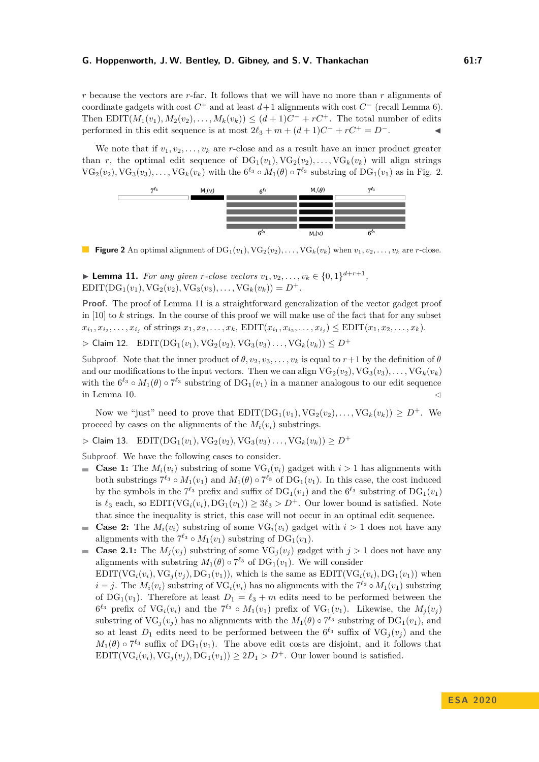$r$ because the vectors are $r$-far. It follows that we will have no more than $r$ alignments of coordinate gadgets with cost $C^+$ and at least $d+1$ alignments with cost $C^-$ (recall Lemma 6). Then $\text{EDIT}(M_1(v_1), M_2(v_2), \ldots, M_k(v_k)) \le (d+1)C^- + rC^+$. The total number of edits performed in this edit sequence is at most $2\ell_3 + m + (d+1)C^- + rC^+ = D^-$. ◀

We note that if $v_1, v_2, \ldots, v_k$ are $r$-close and as a result have an inner product greater than $r$, the optimal edit sequence of $\text{DG}_1(v_1), \text{VG}_2(v_2), \ldots, \text{VG}_k(v_k)$ will align strings $\text{VG}_2(v_2), \text{VG}_3(v_3), \ldots, \text{VG}_k(v_k)$ with the $6^{\ell_3} \circ M_1(\theta) \circ 7^{\ell_3}$ substring of $\text{DG}_1(v_1)$ as in Fig. 2.

**Figure 2** An optimal alignment of $\text{DG}_1(v_1), \text{VG}_2(v_2), \ldots, \text{VG}_k(v_k)$ when $v_1, v_2, \ldots, v_k$ are $r$-close.

▶ **Lemma 11.** *For any given $r$-close vectors $v_1, v_2, \ldots, v_k \in \{0,1\}^{d+r+1}$, $\text{EDIT}(\text{DG}_1(v_1), \text{VG}_2(v_2), \text{VG}_3(v_3), \ldots, \text{VG}_k(v_k)) = D^+$.*

**Proof.** The proof of Lemma 11 is a straightforward generalization of the vector gadget proof in [10] to $k$ strings. In the course of this proof we will make use of the fact that for any subset $x_{i_1}, x_{i_2}, \ldots, x_{i_j}$ of strings $x_1, x_2, \ldots, x_k$, $\text{EDIT}(x_{i_1}, x_{i_2}, \ldots, x_{i_j}) \le \text{EDIT}(x_1, x_2, \ldots, x_k)$.

▷ Claim 12. $\text{EDIT}(\text{DG}_1(v_1), \text{VG}_2(v_2), \text{VG}_3(v_3) \ldots, \text{VG}_k(v_k)) \le D^+$

Subproof. Note that the inner product of $\theta, v_2, v_3, \ldots, v_k$ is equal to $r+1$ by the definition of $\theta$ and our modifications to the input vectors. Then we can align $\text{VG}_2(v_2), \text{VG}_3(v_3), \ldots, \text{VG}_k(v_k)$ with the $6^{\ell_3} \circ M_1(\theta) \circ 7^{\ell_3}$ substring of $\text{DG}_1(v_1)$ in a manner analogous to our edit sequence in Lemma 10. ◁

Now we "just" need to prove that $\text{EDIT}(\text{DG}_1(v_1), \text{VG}_2(v_2), \ldots, \text{VG}_k(v_k)) \ge D^+$. We proceed by cases on the alignments of the $M_i(v_i)$ substrings.

▷ Claim 13. $\text{EDIT}(\text{DG}_1(v_1), \text{VG}_2(v_2), \text{VG}_3(v_3) \ldots, \text{VG}_k(v_k)) \ge D^+$

Subproof. We have the following cases to consider.

- **Case 1:** The $M_i(v_i)$ substring of some $\text{VG}_i(v_i)$ gadget with $i > 1$ has alignments with both substrings $7^{\ell_3} \circ M_1(v_1)$ and $M_1(\theta) \circ 7^{\ell_3}$ of $\text{DG}_1(v_1)$. In this case, the cost induced by the symbols in the $7^{\ell_3}$ prefix and suffix of $\text{DG}_1(v_1)$ and the $6^{\ell_3}$ substring of $\text{DG}_1(v_1)$ is $\ell_3$ each, so $\text{EDIT}(\text{VG}_i(v_i), \text{DG}_1(v_1)) \ge 3\ell_3 > D^+$. Our lower bound is satisfied. Note that since the inequality is strict, this case will not occur in an optimal edit sequence.
- **Case 2:** The $M_i(v_i)$ substring of some $\text{VG}_i(v_i)$ gadget with $i > 1$ does not have any alignments with the $7^{\ell_3} \circ M_1(v_1)$ substring of $\text{DG}_1(v_1)$.
- **Case 2.1:** The $M_j(v_j)$ substring of some $\text{VG}_j(v_j)$ gadget with $j > 1$ does not have any alignments with substring $M_1(\theta) \circ 7^{\ell_3}$ of $\text{DG}_1(v_1)$. We will consider $\text{EDIT}(\text{VG}_i(v_i), \text{VG}_j(v_j), \text{DG}_1(v_1))$, which is the same as $\text{EDIT}(\text{VG}_i(v_i), \text{DG}_1(v_1))$ when $i = j$. The $M_i(v_i)$ substring of $\text{VG}_i(v_i)$ has no alignments with the $7^{\ell_3} \circ M_1(v_1)$ substring of $\text{DG}_1(v_1)$. Therefore at least $D_1 = \ell_3 + m$ edits need to be performed between the $6^{\ell_3}$ prefix of $\text{VG}_i(v_i)$ and the $7^{\ell_3} \circ M_1(v_1)$ prefix of $\text{VG}_1(v_1)$. Likewise, the $M_j(v_j)$ substring of $\text{VG}_j(v_j)$ has no alignments with the $M_1(\theta) \circ 7^{\ell_3}$ substring of $\text{DG}_1(v_1)$, and so at least $D_1$ edits need to be performed between the $6^{\ell_3}$ suffix of $\text{VG}_j(v_j)$ and the $M_1(\theta) \circ 7^{\ell_3}$ suffix of $\text{DG}_1(v_1)$. The above edit costs are disjoint, and it follows that $\text{EDIT}(\text{VG}_i(v_i), \text{VG}_j(v_j), \text{DG}_1(v_1)) \ge 2D_1 > D^+$. Our lower bound is satisfied.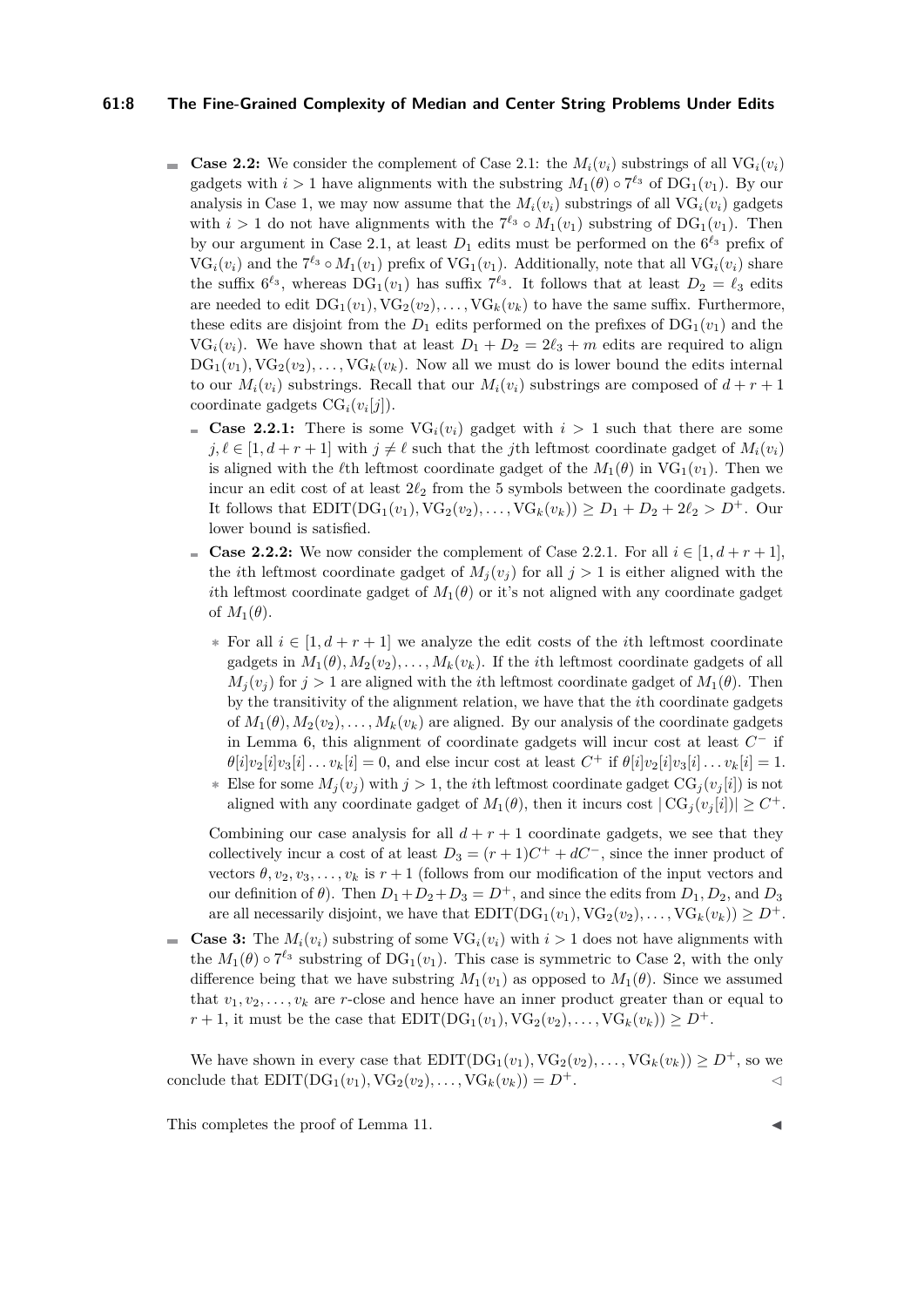- **Case 2.2:** We consider the complement of Case 2.1: the $M_i(v_i)$ substrings of all $\mathrm{VG}_i(v_i)$ gadgets with $i > 1$ have alignments with the substring $M_1(\theta) \circ 7^{\ell_3}$ of $\mathrm{DG}_1(v_1)$. By our analysis in Case 1, we may now assume that the $M_i(v_i)$ substrings of all $\mathrm{VG}_i(v_i)$ gadgets with $i > 1$ do not have alignments with the $7^{\ell_3} \circ M_1(v_1)$ substring of $\mathrm{DG}_1(v_1)$. Then by our argument in Case 2.1, at least $D_1$ edits must be performed on the $6^{\ell_3}$ prefix of $\mathrm{VG}_i(v_i)$ and the $7^{\ell_3} \circ M_1(v_1)$ prefix of $\mathrm{VG}_1(v_1)$. Additionally, note that all $\mathrm{VG}_i(v_i)$ share the suffix $6^{\ell_3}$, whereas $\mathrm{DG}_1(v_1)$ has suffix $7^{\ell_3}$. It follows that at least $D_2 = \ell_3$ edits are needed to edit $\mathrm{DG}_1(v_1), \mathrm{VG}_2(v_2), \ldots, \mathrm{VG}_k(v_k)$ to have the same suffix. Furthermore, these edits are disjoint from the $D_1$ edits performed on the prefixes of $\mathrm{DG}_1(v_1)$ and the $\mathrm{VG}_i(v_i)$. We have shown that at least $D_1 + D_2 = 2\ell_3 + m$ edits are required to align $\mathrm{DG}_1(v_1), \mathrm{VG}_2(v_2), \ldots, \mathrm{VG}_k(v_k)$. Now all we must do is lower bound the edits internal to our $M_i(v_i)$ substrings. Recall that our $M_i(v_i)$ substrings are composed of $d + r + 1$ coordinate gadgets $\mathrm{CG}_i(v_i[j])$.
  - **Case 2.2.1:** There is some $\mathrm{VG}_i(v_i)$ gadget with $i > 1$ such that there are some $j, \ell \in [1, d + r + 1]$ with $j \neq \ell$ such that the $j$th leftmost coordinate gadget of $M_i(v_i)$ is aligned with the $\ell$th leftmost coordinate gadget of the $M_1(\theta)$ in $\mathrm{VG}_1(v_1)$. Then we incur an edit cost of at least $2\ell_2$ from the 5 symbols between the coordinate gadgets. It follows that $\mathrm{EDIT}(\mathrm{DG}_1(v_1), \mathrm{VG}_2(v_2), \ldots, \mathrm{VG}_k(v_k)) \geq D_1 + D_2 + 2\ell_2 > D^+$. Our lower bound is satisfied.
  - **Case 2.2.2:** We now consider the complement of Case 2.2.1. For all $i \in [1, d + r + 1]$, the $i$th leftmost coordinate gadget of $M_j(v_j)$ for all $j > 1$ is either aligned with the $i$th leftmost coordinate gadget of $M_1(\theta)$ or it's not aligned with any coordinate gadget of $M_1(\theta)$.
    - For all $i \in [1, d + r + 1]$ we analyze the edit costs of the $i$th leftmost coordinate gadgets in $M_1(\theta), M_2(v_2), \ldots, M_k(v_k)$. If the $i$th leftmost coordinate gadgets of all $M_j(v_j)$ for $j > 1$ are aligned with the $i$th leftmost coordinate gadget of $M_1(\theta)$. Then by the transitivity of the alignment relation, we have that the $i$th coordinate gadgets of $M_1(\theta), M_2(v_2), \ldots, M_k(v_k)$ are aligned. By our analysis of the coordinate gadgets in Lemma 6, this alignment of coordinate gadgets will incur cost at least $C^-$ if $\theta[i]v_2[i]v_3[i] \ldots v_k[i] = 0$, and else incur cost at least $C^+$ if $\theta[i]v_2[i]v_3[i] \ldots v_k[i] = 1$.
    - Else for some $M_j(v_j)$ with $j > 1$, the $i$th leftmost coordinate gadget $\mathrm{CG}_j(v_j[i])$ is not aligned with any coordinate gadget of $M_1(\theta)$, then it incurs cost $|\mathrm{CG}_j(v_j[i])| \geq C^+$.

    Combining our case analysis for all $d + r + 1$ coordinate gadgets, we see that they collectively incur a cost of at least $D_3 = (r + 1)C^+ + dC^-$, since the inner product of vectors $\theta, v_2, v_3, \ldots, v_k$ is $r + 1$ (follows from our modification of the input vectors and our definition of $\theta$). Then $D_1 + D_2 + D_3 = D^+$, and since the edits from $D_1$, $D_2$, and $D_3$ are all necessarily disjoint, we have that $\mathrm{EDIT}(\mathrm{DG}_1(v_1), \mathrm{VG}_2(v_2), \ldots, \mathrm{VG}_k(v_k)) \geq D^+$.
- **Case 3:** The $M_i(v_i)$ substring of some $\mathrm{VG}_i(v_i)$ with $i > 1$ does not have alignments with the $M_1(\theta) \circ 7^{\ell_3}$ substring of $\mathrm{DG}_1(v_1)$. This case is symmetric to Case 2, with the only difference being that we have substring $M_1(v_1)$ as opposed to $M_1(\theta)$. Since we assumed that $v_1, v_2, \ldots, v_k$ are $r$-close and hence have an inner product greater than or equal to $r + 1$, it must be the case that $\mathrm{EDIT}(\mathrm{DG}_1(v_1), \mathrm{VG}_2(v_2), \ldots, \mathrm{VG}_k(v_k)) \geq D^+$.

We have shown in every case that $\mathrm{EDIT}(\mathrm{DG}_1(v_1), \mathrm{VG}_2(v_2), \ldots, \mathrm{VG}_k(v_k)) \geq D^+$, so we conclude that $\mathrm{EDIT}(\mathrm{DG}_1(v_1), \mathrm{VG}_2(v_2), \ldots, \mathrm{VG}_k(v_k)) = D^+$. ◁

This completes the proof of Lemma 11. ◀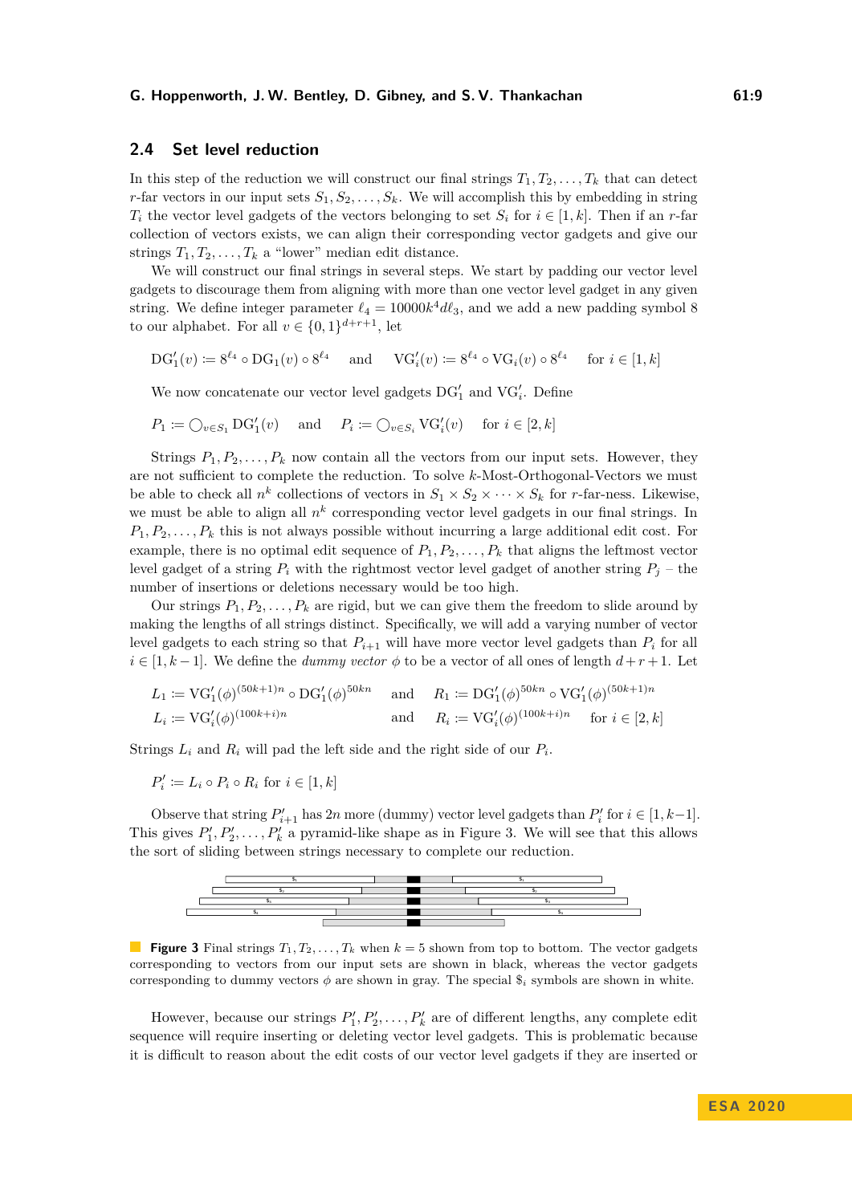## 2.4 Set level reduction

In this step of the reduction we will construct our final strings $T_1, T_2, \ldots, T_k$ that can detect $r$-far vectors in our input sets $S_1, S_2, \ldots, S_k$. We will accomplish this by embedding in string $T_i$ the vector level gadgets of the vectors belonging to set $S_i$ for $i \in [1, k]$. Then if an $r$-far collection of vectors exists, we can align their corresponding vector gadgets and give our strings $T_1, T_2, \ldots, T_k$ a "lower" median edit distance.

We will construct our final strings in several steps. We start by padding our vector level gadgets to discourage them from aligning with more than one vector level gadget in any given string. We define integer parameter $\ell_4 = 10000k^4 d\ell_3$, and we add a new padding symbol 8 to our alphabet. For all $v \in \{0,1\}^{d+r+1}$, let

$$\mathrm{DG}'_1(v) := 8^{\ell_4} \circ \mathrm{DG}_1(v) \circ 8^{\ell_4} \quad \text{and} \quad \mathrm{VG}'_i(v) := 8^{\ell_4} \circ \mathrm{VG}_i(v) \circ 8^{\ell_4} \quad \text{for } i \in [1, k]$$

We now concatenate our vector level gadgets $\mathrm{DG}'_1$ and $\mathrm{VG}'_i$. Define

$$P_1 := \bigcirc_{v \in S_1} \mathrm{DG}'_1(v) \quad \text{and} \quad P_i := \bigcirc_{v \in S_i} \mathrm{VG}'_i(v) \quad \text{for } i \in [2, k]$$

Strings $P_1, P_2, \ldots, P_k$ now contain all the vectors from our input sets. However, they are not sufficient to complete the reduction. To solve $k$-Most-Orthogonal-Vectors we must be able to check all $n^k$ collections of vectors in $S_1 \times S_2 \times \cdots \times S_k$ for $r$-far-ness. Likewise, we must be able to align all $n^k$ corresponding vector level gadgets in our final strings. In $P_1, P_2, \ldots, P_k$ this is not always possible without incurring a large additional edit cost. For example, there is no optimal edit sequence of $P_1, P_2, \ldots, P_k$ that aligns the leftmost vector level gadget of a string $P_i$ with the rightmost vector level gadget of another string $P_j$ – the number of insertions or deletions necessary would be too high.

Our strings $P_1, P_2, \ldots, P_k$ are rigid, but we can give them the freedom to slide around by making the lengths of all strings distinct. Specifically, we will add a varying number of vector level gadgets to each string so that $P_{i+1}$ will have more vector level gadgets than $P_i$ for all $i \in [1, k-1]$. We define the *dummy vector* $\phi$ to be a vector of all ones of length $d + r + 1$. Let

$$L_1 := \mathrm{VG}'_1(\phi)^{(50k+1)n} \circ \mathrm{DG}'_1(\phi)^{50kn} \quad \text{and} \quad R_1 := \mathrm{DG}'_1(\phi)^{50kn} \circ \mathrm{VG}'_1(\phi)^{(50k+1)n}$$
$$L_i := \mathrm{VG}'_i(\phi)^{(100k+i)n} \quad \text{and} \quad R_i := \mathrm{VG}'_i(\phi)^{(100k+i)n} \quad \text{for } i \in [2, k]$$

Strings $L_i$ and $R_i$ will pad the left side and the right side of our $P_i$.

$$P'_i := L_i \circ P_i \circ R_i \text{ for } i \in [1, k]$$

Observe that string $P'_{i+1}$ has $2n$ more (dummy) vector level gadgets than $P'_i$ for $i \in [1, k-1]$. This gives $P'_1, P'_2, \ldots, P'_k$ a pyramid-like shape as in Figure 3. We will see that this allows the sort of sliding between strings necessary to complete our reduction.

**Figure 3** Final strings $T_1, T_2, \ldots, T_k$ when $k = 5$ shown from top to bottom. The vector gadgets corresponding to vectors from our input sets are shown in black, whereas the vector gadgets corresponding to dummy vectors $\phi$ are shown in gray. The special $\$_i$ symbols are shown in white.

However, because our strings $P'_1, P'_2, \ldots, P'_k$ are of different lengths, any complete edit sequence will require inserting or deleting vector level gadgets. This is problematic because it is difficult to reason about the edit costs of our vector level gadgets if they are inserted or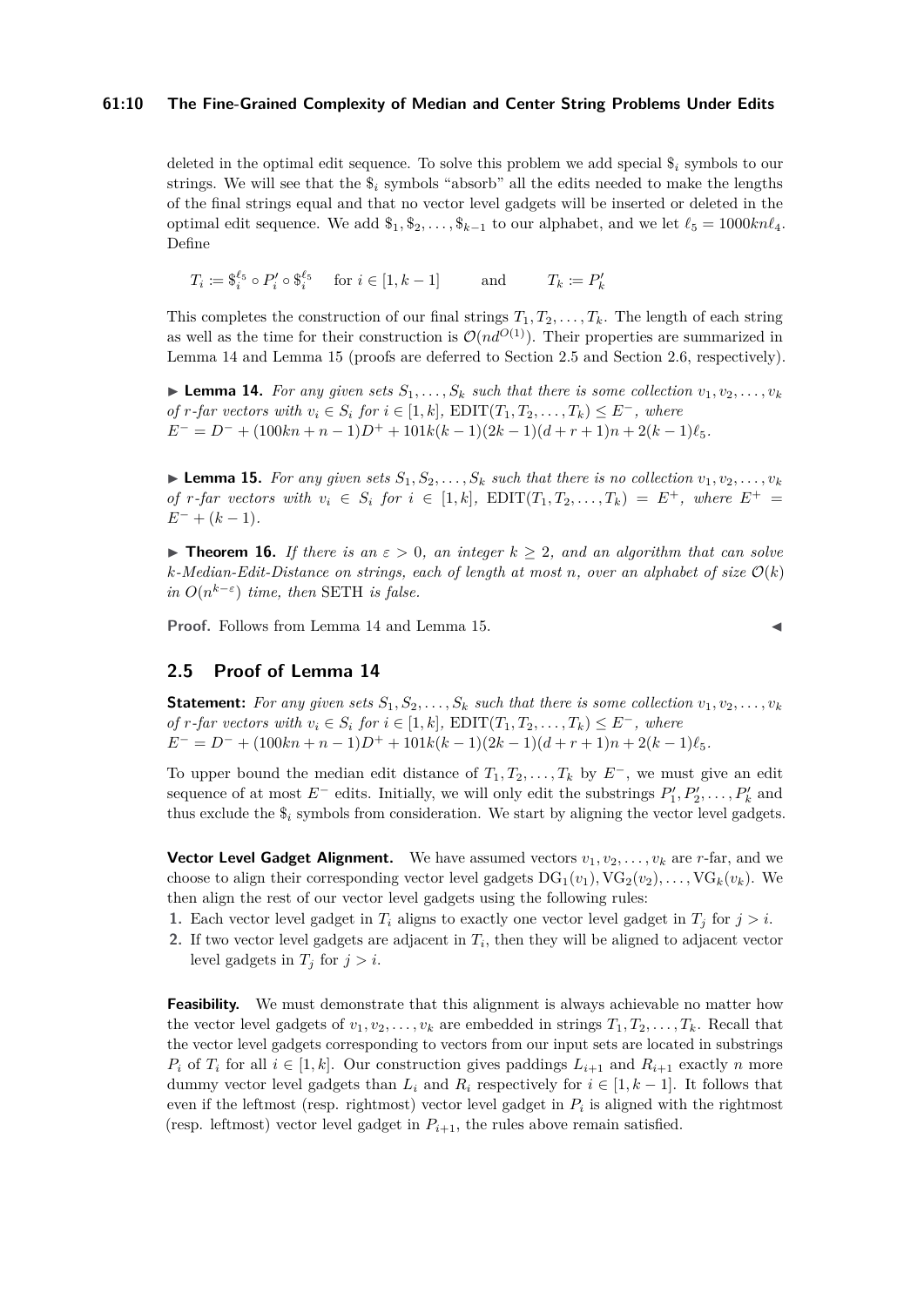deleted in the optimal edit sequence. To solve this problem we add special $\$_i$ symbols to our strings. We will see that the $\$_i$ symbols "absorb" all the edits needed to make the lengths of the final strings equal and that no vector level gadgets will be inserted or deleted in the optimal edit sequence. We add $\$_1, \$_2, \ldots, \$_{k-1}$ to our alphabet, and we let $\ell_5 = 1000kn\ell_4$. Define

$$T_i := \$_i^{\ell_5} \circ P'_i \circ \$_i^{\ell_5} \quad \text{for } i \in [1, k-1] \qquad \text{and} \qquad T_k := P'_k$$

This completes the construction of our final strings $T_1, T_2, \ldots, T_k$. The length of each string as well as the time for their construction is $\mathcal{O}(nd^{O(1)})$. Their properties are summarized in Lemma 14 and Lemma 15 (proofs are deferred to Section 2.5 and Section 2.6, respectively).

▶ **Lemma 14.** *For any given sets $S_1, \ldots, S_k$ such that there is some collection $v_1, v_2, \ldots, v_k$ of $r$-far vectors with $v_i \in S_i$ for $i \in [1, k]$, $\text{EDIT}(T_1, T_2, \ldots, T_k) \leq E^-$, where $E^- = D^- + (100kn + n - 1)D^+ + 101k(k-1)(2k-1)(d + r + 1)n + 2(k-1)\ell_5$.*

▶ **Lemma 15.** *For any given sets $S_1, S_2, \ldots, S_k$ such that there is no collection $v_1, v_2, \ldots, v_k$ of $r$-far vectors with $v_i \in S_i$ for $i \in [1, k]$, $\text{EDIT}(T_1, T_2, \ldots, T_k) = E^+$, where $E^+ = E^- + (k-1)$.*

▶ **Theorem 16.** *If there is an $\varepsilon > 0$, an integer $k \geq 2$, and an algorithm that can solve $k$-Median-Edit-Distance on strings, each of length at most $n$, over an alphabet of size $\mathcal{O}(k)$ in $O(n^{k-\varepsilon})$ time, then* SETH *is false.*

**Proof.** Follows from Lemma 14 and Lemma 15. ◀

## 2.5 Proof of Lemma 14

**Statement:** *For any given sets $S_1, S_2, \ldots, S_k$ such that there is some collection $v_1, v_2, \ldots, v_k$ of $r$-far vectors with $v_i \in S_i$ for $i \in [1, k]$, $\text{EDIT}(T_1, T_2, \ldots, T_k) \leq E^-$, where $E^- = D^- + (100kn + n - 1)D^+ + 101k(k-1)(2k-1)(d + r + 1)n + 2(k-1)\ell_5$.*

To upper bound the median edit distance of $T_1, T_2, \ldots, T_k$ by $E^-$, we must give an edit sequence of at most $E^-$ edits. Initially, we will only edit the substrings $P'_1, P'_2, \ldots, P'_k$ and thus exclude the $\$_i$ symbols from consideration. We start by aligning the vector level gadgets.

**Vector Level Gadget Alignment.** We have assumed vectors $v_1, v_2, \ldots, v_k$ are $r$-far, and we choose to align their corresponding vector level gadgets $\text{DG}_1(v_1), \text{VG}_2(v_2), \ldots, \text{VG}_k(v_k)$. We then align the rest of our vector level gadgets using the following rules:

1. Each vector level gadget in $T_i$ aligns to exactly one vector level gadget in $T_j$ for $j > i$.
2. If two vector level gadgets are adjacent in $T_i$, then they will be aligned to adjacent vector level gadgets in $T_j$ for $j > i$.

**Feasibility.** We must demonstrate that this alignment is always achievable no matter how the vector level gadgets of $v_1, v_2, \ldots, v_k$ are embedded in strings $T_1, T_2, \ldots, T_k$. Recall that the vector level gadgets corresponding to vectors from our input sets are located in substrings $P_i$ of $T_i$ for all $i \in [1, k]$. Our construction gives paddings $L_{i+1}$ and $R_{i+1}$ exactly $n$ more dummy vector level gadgets than $L_i$ and $R_i$ respectively for $i \in [1, k-1]$. It follows that even if the leftmost (resp. rightmost) vector level gadget in $P_i$ is aligned with the rightmost (resp. leftmost) vector level gadget in $P_{i+1}$, the rules above remain satisfied.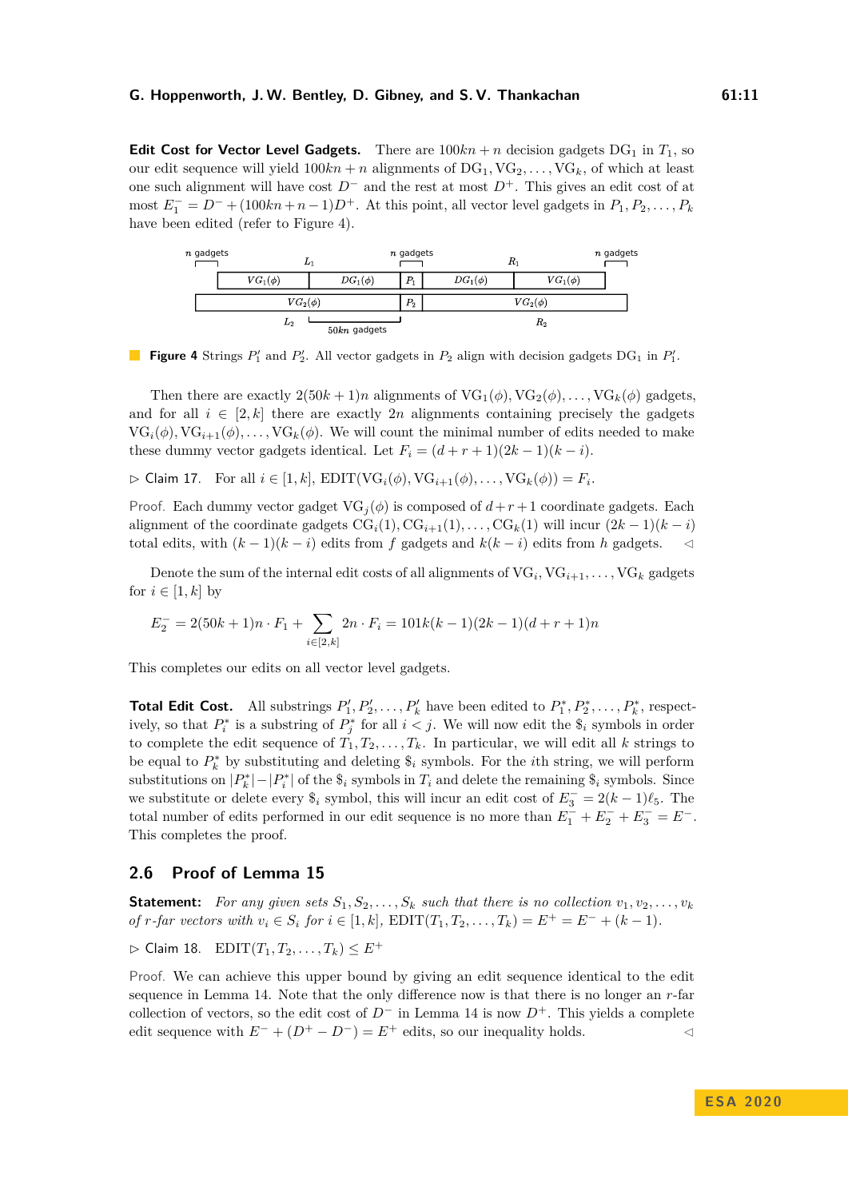**Edit Cost for Vector Level Gadgets.** There are $100kn + n$ decision gadgets $\mathrm{DG}_1$ in $T_1$, so our edit sequence will yield $100kn + n$ alignments of $\mathrm{DG}_1, \mathrm{VG}_2, \ldots, \mathrm{VG}_k$, of which at least one such alignment will have cost $D^-$ and the rest at most $D^+$. This gives an edit cost of at most $E_1^- = D^- + (100kn + n - 1)D^+$. At this point, all vector level gadgets in $P_1, P_2, \ldots, P_k$ have been edited (refer to Figure 4).

**Figure 4** Strings $P_1'$ and $P_2'$. All vector gadgets in $P_2$ align with decision gadgets $\mathrm{DG}_1$ in $P_1'$.

Then there are exactly $2(50k + 1)n$ alignments of $\mathrm{VG}_1(\phi), \mathrm{VG}_2(\phi), \ldots, \mathrm{VG}_k(\phi)$ gadgets, and for all $i \in [2, k]$ there are exactly $2n$ alignments containing precisely the gadgets $\mathrm{VG}_i(\phi), \mathrm{VG}_{i+1}(\phi), \ldots, \mathrm{VG}_k(\phi)$. We will count the minimal number of edits needed to make these dummy vector gadgets identical. Let $F_i = (d + r + 1)(2k - 1)(k - i)$.

▷ Claim 17. For all $i \in [1, k]$, $\mathrm{EDIT}(\mathrm{VG}_i(\phi), \mathrm{VG}_{i+1}(\phi), \ldots, \mathrm{VG}_k(\phi)) = F_i$.

*Proof.* Each dummy vector gadget $\mathrm{VG}_j(\phi)$ is composed of $d+r+1$ coordinate gadgets. Each alignment of the coordinate gadgets $\mathrm{CG}_i(1), \mathrm{CG}_{i+1}(1), \ldots, \mathrm{CG}_k(1)$ will incur $(2k-1)(k-i)$ total edits, with $(k-1)(k-i)$ edits from $f$ gadgets and $k(k-i)$ edits from $h$ gadgets. ◁

Denote the sum of the internal edit costs of all alignments of $\mathrm{VG}_i, \mathrm{VG}_{i+1}, \ldots, \mathrm{VG}_k$ gadgets for $i \in [1, k]$ by

$$E_2^- = 2(50k + 1)n \cdot F_1 + \sum_{i \in [2,k]} 2n \cdot F_i = 101k(k-1)(2k-1)(d + r + 1)n$$

This completes our edits on all vector level gadgets.

**Total Edit Cost.** All substrings $P_1', P_2', \ldots, P_k'$ have been edited to $P_1^*, P_2^*, \ldots, P_k^*$, respectively, so that $P_i^*$ is a substring of $P_j^*$ for all $i < j$. We will now edit the $\$_i$ symbols in order to complete the edit sequence of $T_1, T_2, \ldots, T_k$. In particular, we will edit all $k$ strings to be equal to $P_k^*$ by substituting and deleting $\$_i$ symbols. For the $i$th string, we will perform substitutions on $|P_k^*| - |P_i^*|$ of the $\$_i$ symbols in $T_i$ and delete the remaining $\$_i$ symbols. Since we substitute or delete every $\$_i$ symbol, this will incur an edit cost of $E_3^- = 2(k-1)\ell_5$. The total number of edits performed in our edit sequence is no more than $E_1^- + E_2^- + E_3^- = E^-$. This completes the proof.

## 2.6 Proof of Lemma 15

**Statement:** *For any given sets $S_1, S_2, \ldots, S_k$ such that there is no collection $v_1, v_2, \ldots, v_k$ of $r$-far vectors with $v_i \in S_i$ for $i \in [1, k]$, $\mathrm{EDIT}(T_1, T_2, \ldots, T_k) = E^+ = E^- + (k-1)$.*

▷ Claim 18. $\mathrm{EDIT}(T_1, T_2, \ldots, T_k) \leq E^+$

*Proof.* We can achieve this upper bound by giving an edit sequence identical to the edit sequence in Lemma 14. Note that the only difference now is that there is no longer an $r$-far collection of vectors, so the edit cost of $D^-$ in Lemma 14 is now $D^+$. This yields a complete edit sequence with $E^- + (D^+ - D^-) = E^+$ edits, so our inequality holds. ◁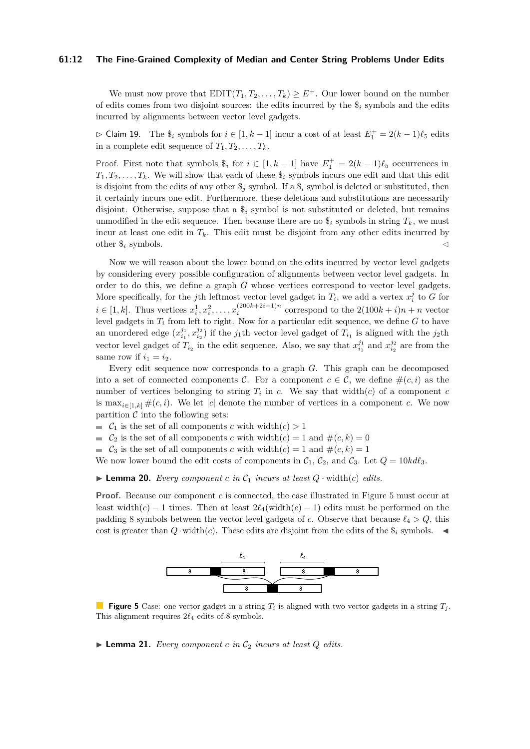We must now prove that $\text{EDIT}(T_1, T_2, \ldots, T_k) \geq E^+$. Our lower bound on the number of edits comes from two disjoint sources: the edits incurred by the $\$_i$ symbols and the edits incurred by alignments between vector level gadgets.

▷ Claim 19. The $\$_i$ symbols for $i \in [1, k-1]$ incur a cost of at least $E_1^+ = 2(k-1)\ell_5$ edits in a complete edit sequence of $T_1, T_2, \ldots, T_k$.

*Proof.* First note that symbols $\$_i$ for $i \in [1, k-1]$ have $E_1^+ = 2(k-1)\ell_5$ occurrences in $T_1, T_2, \ldots, T_k$. We will show that each of these $\$_i$ symbols incurs one edit and that this edit is disjoint from the edits of any other $\$_j$ symbol. If a $\$_i$ symbol is deleted or substituted, then it certainly incurs one edit. Furthermore, these deletions and substitutions are necessarily disjoint. Otherwise, suppose that a $\$_i$ symbol is not substituted or deleted, but remains unmodified in the edit sequence. Then because there are no $\$_i$ symbols in string $T_k$, we must incur at least one edit in $T_k$. This edit must be disjoint from any other edits incurred by other $\$_i$ symbols. ◁

Now we will reason about the lower bound on the edits incurred by vector level gadgets by considering every possible configuration of alignments between vector level gadgets. In order to do this, we define a graph $G$ whose vertices correspond to vector level gadgets. More specifically, for the $j$th leftmost vector level gadget in $T_i$, we add a vertex $x_i^j$ to $G$ for $i \in [1, k]$. Thus vertices $x_i^1, x_i^2, \ldots, x_i^{(200k+2i+1)n}$ correspond to the $2(100k + i)n + n$ vector level gadgets in $T_i$ from left to right. Now for a particular edit sequence, we define $G$ to have an unordered edge $(x_{i_1}^{j_1}, x_{i_2}^{j_2})$ if the $j_1$th vector level gadget of $T_{i_1}$ is aligned with the $j_2$th vector level gadget of $T_{i_2}$ in the edit sequence. Also, we say that $x_{i_1}^{j_1}$ and $x_{i_2}^{j_2}$ are from the same row if $i_1 = i_2$.

Every edit sequence now corresponds to a graph $G$. This graph can be decomposed into a set of connected components $\mathcal{C}$. For a component $c \in \mathcal{C}$, we define $\#(c, i)$ as the number of vertices belonging to string $T_i$ in $c$. We say that $\text{width}(c)$ of a component $c$ is $\max_{i \in [1,k]} \#(c, i)$. We let $|c|$ denote the number of vertices in a component $c$. We now partition $\mathcal{C}$ into the following sets:

- $\mathcal{C}_1$ is the set of all components $c$ with $\text{width}(c) > 1$
- $\mathcal{C}_2$ is the set of all components $c$ with $\text{width}(c) = 1$ and $\#(c, k) = 0$
- $\mathcal{C}_3$ is the set of all components $c$ with $\text{width}(c) = 1$ and $\#(c, k) = 1$

We now lower bound the edit costs of components in $\mathcal{C}_1$, $\mathcal{C}_2$, and $\mathcal{C}_3$. Let $Q = 10kd\ell_3$.

▶ **Lemma 20.** *Every component $c$ in $\mathcal{C}_1$ incurs at least $Q \cdot \text{width}(c)$ edits.*

**Proof.** Because our component $c$ is connected, the case illustrated in Figure 5 must occur at least $\text{width}(c) - 1$ times. Then at least $2\ell_4(\text{width}(c) - 1)$ edits must be performed on the padding 8 symbols between the vector level gadgets of $c$. Observe that because $\ell_4 > Q$, this cost is greater than $Q \cdot \text{width}(c)$. These edits are disjoint from the edits of the $\$_i$ symbols. ◀

**Figure 5** Case: one vector gadget in a string $T_i$ is aligned with two vector gadgets in a string $T_j$. This alignment requires $2\ell_4$ edits of 8 symbols.

▶ **Lemma 21.** *Every component $c$ in $\mathcal{C}_2$ incurs at least $Q$ edits.*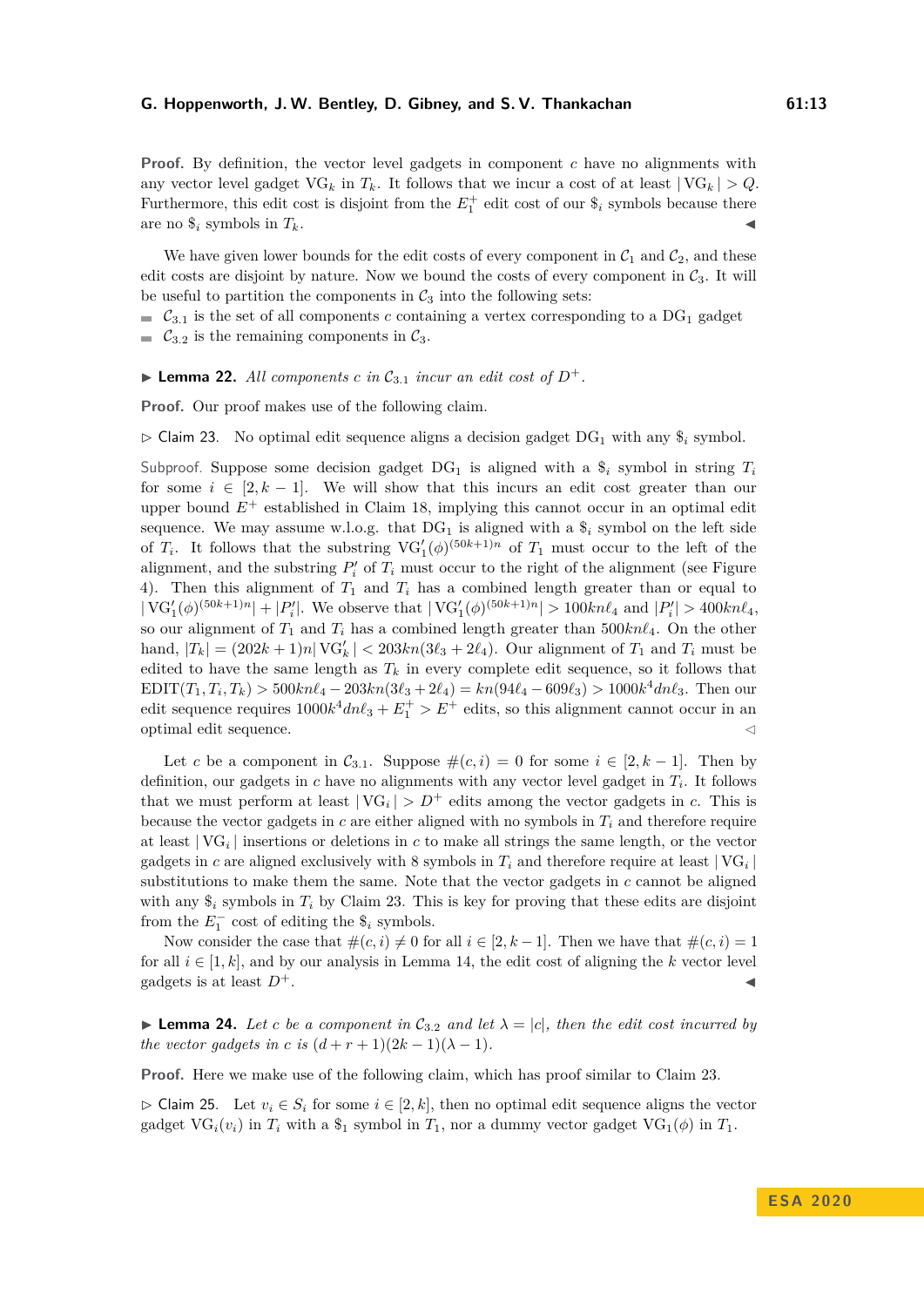**Proof.** By definition, the vector level gadgets in component $c$ have no alignments with any vector level gadget $\mathrm{VG}_k$ in $T_k$. It follows that we incur a cost of at least $|\mathrm{VG}_k| > Q$. Furthermore, this edit cost is disjoint from the $E_1^+$ edit cost of our $\$_i$ symbols because there are no $\$_i$ symbols in $T_k$. ◀

We have given lower bounds for the edit costs of every component in $\mathcal{C}_1$ and $\mathcal{C}_2$, and these edit costs are disjoint by nature. Now we bound the costs of every component in $\mathcal{C}_3$. It will be useful to partition the components in $\mathcal{C}_3$ into the following sets:

- $\mathcal{C}_{3.1}$ is the set of all components $c$ containing a vertex corresponding to a $\mathrm{DG}_1$ gadget
- $\mathcal{C}_{3.2}$ is the remaining components in $\mathcal{C}_3$.

▶ **Lemma 22.** *All components $c$ in $\mathcal{C}_{3.1}$ incur an edit cost of $D^+$.*

**Proof.** Our proof makes use of the following claim.

▷ Claim 23. No optimal edit sequence aligns a decision gadget $\mathrm{DG}_1$ with any $\$_i$ symbol.

Subproof. Suppose some decision gadget $\mathrm{DG}_1$ is aligned with a $\$_i$ symbol in string $T_i$ for some $i \in [2, k-1]$. We will show that this incurs an edit cost greater than our upper bound $E^+$ established in Claim 18, implying this cannot occur in an optimal edit sequence. We may assume w.l.o.g. that $\mathrm{DG}_1$ is aligned with a $\$_i$ symbol on the left side of $T_i$. It follows that the substring $\mathrm{VG}'_1(\phi)^{(50k+1)n}$ of $T_1$ must occur to the left of the alignment, and the substring $P'_i$ of $T_i$ must occur to the right of the alignment (see Figure 4). Then this alignment of $T_1$ and $T_i$ has a combined length greater than or equal to $|\mathrm{VG}'_1(\phi)^{(50k+1)n}| + |P'_i|$. We observe that $|\mathrm{VG}'_1(\phi)^{(50k+1)n}| > 100kn\ell_4$ and $|P'_i| > 400kn\ell_4$, so our alignment of $T_1$ and $T_i$ has a combined length greater than $500kn\ell_4$. On the other hand, $|T_k| = (202k+1)n|\mathrm{VG}'_k| < 203kn(3\ell_3 + 2\ell_4)$. Our alignment of $T_1$ and $T_i$ must be edited to have the same length as $T_k$ in every complete edit sequence, so it follows that $\mathrm{EDIT}(T_1, T_i, T_k) > 500kn\ell_4 - 203kn(3\ell_3 + 2\ell_4) = kn(94\ell_4 - 609\ell_3) > 1000k^4dn\ell_3$. Then our edit sequence requires $1000k^4dn\ell_3 + E_1^+ > E^+$ edits, so this alignment cannot occur in an optimal edit sequence. ◁

Let $c$ be a component in $\mathcal{C}_{3.1}$. Suppose $\#(c, i) = 0$ for some $i \in [2, k-1]$. Then by definition, our gadgets in $c$ have no alignments with any vector level gadget in $T_i$. It follows that we must perform at least $|\mathrm{VG}_i| > D^+$ edits among the vector gadgets in $c$. This is because the vector gadgets in $c$ are either aligned with no symbols in $T_i$ and therefore require at least $|\mathrm{VG}_i|$ insertions or deletions in $c$ to make all strings the same length, or the vector gadgets in $c$ are aligned exclusively with 8 symbols in $T_i$ and therefore require at least $|\mathrm{VG}_i|$ substitutions to make them the same. Note that the vector gadgets in $c$ cannot be aligned with any $\$_i$ symbols in $T_i$ by Claim 23. This is key for proving that these edits are disjoint from the $E_1^-$ cost of editing the $\$_i$ symbols.

Now consider the case that $\#(c, i) \neq 0$ for all $i \in [2, k-1]$. Then we have that $\#(c, i) = 1$ for all $i \in [1, k]$, and by our analysis in Lemma 14, the edit cost of aligning the $k$ vector level gadgets is at least $D^+$. ◀

▶ **Lemma 24.** *Let $c$ be a component in $\mathcal{C}_{3.2}$ and let $\lambda = |c|$, then the edit cost incurred by the vector gadgets in $c$ is $(d + r + 1)(2k - 1)(\lambda - 1)$.*

**Proof.** Here we make use of the following claim, which has proof similar to Claim 23.

▷ Claim 25. Let $v_i \in S_i$ for some $i \in [2, k]$, then no optimal edit sequence aligns the vector gadget $\mathrm{VG}_i(v_i)$ in $T_i$ with a $\$_1$ symbol in $T_1$, nor a dummy vector gadget $\mathrm{VG}_1(\phi)$ in $T_1$.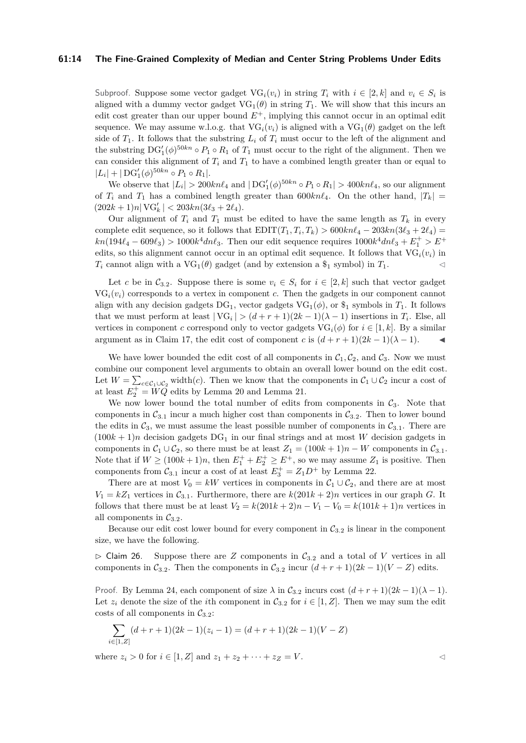Subproof. Suppose some vector gadget $\mathrm{VG}_i(v_i)$ in string $T_i$ with $i \in [2,k]$ and $v_i \in S_i$ is aligned with a dummy vector gadget $\mathrm{VG}_1(\theta)$ in string $T_1$. We will show that this incurs an edit cost greater than our upper bound $E^+$, implying this cannot occur in an optimal edit sequence. We may assume w.l.o.g. that $\mathrm{VG}_i(v_i)$ is aligned with a $\mathrm{VG}_1(\theta)$ gadget on the left side of $T_1$. It follows that the substring $L_i$ of $T_i$ must occur to the left of the alignment and the substring $\mathrm{DG}'_1(\phi)^{50kn} \circ P_1 \circ R_1$ of $T_1$ must occur to the right of the alignment. Then we can consider this alignment of $T_i$ and $T_1$ to have a combined length greater than or equal to $|L_i| + |\mathrm{DG}'_1(\phi)^{50kn} \circ P_1 \circ R_1|$.

We observe that $|L_i| > 200kn\ell_4$ and $|\mathrm{DG}'_1(\phi)^{50kn} \circ P_1 \circ R_1| > 400kn\ell_4$, so our alignment of $T_i$ and $T_1$ has a combined length greater than $600kn\ell_4$. On the other hand, $|T_k| = (202k+1)n|\mathrm{VG}'_k| < 203kn(3\ell_3 + 2\ell_4)$.

Our alignment of $T_i$ and $T_1$ must be edited to have the same length as $T_k$ in every complete edit sequence, so it follows that $\mathrm{EDIT}(T_1, T_i, T_k) > 600kn\ell_4 - 203kn(3\ell_3 + 2\ell_4) = kn(194\ell_4 - 609\ell_3) > 1000k^4dn\ell_3$. Then our edit sequence requires $1000k^4dn\ell_3 + E_1^+ > E^+$ edits, so this alignment cannot occur in an optimal edit sequence. It follows that $\mathrm{VG}_i(v_i)$ in $T_i$ cannot align with a $\mathrm{VG}_1(\theta)$ gadget (and by extension a $\$_1$ symbol) in $T_1$. ◁

Let $c$ be in $\mathcal{C}_{3.2}$. Suppose there is some $v_i \in S_i$ for $i \in [2,k]$ such that vector gadget $\mathrm{VG}_i(v_i)$ corresponds to a vertex in component $c$. Then the gadgets in our component cannot align with any decision gadgets $\mathrm{DG}_1$, vector gadgets $\mathrm{VG}_1(\phi)$, or $\$_1$ symbols in $T_1$. It follows that we must perform at least $|\mathrm{VG}_i| > (d+r+1)(2k-1)(\lambda-1)$ insertions in $T_i$. Else, all vertices in component $c$ correspond only to vector gadgets $\mathrm{VG}_i(\phi)$ for $i \in [1,k]$. By a similar argument as in Claim 17, the edit cost of component $c$ is $(d+r+1)(2k-1)(\lambda-1)$. ◀

We have lower bounded the edit cost of all components in $\mathcal{C}_1, \mathcal{C}_2$, and $\mathcal{C}_3$. Now we must combine our component level arguments to obtain an overall lower bound on the edit cost. Let $W = \sum_{c \in \mathcal{C}_1 \cup \mathcal{C}_2} \mathrm{width}(c)$. Then we know that the components in $\mathcal{C}_1 \cup \mathcal{C}_2$ incur a cost of at least $E_2^+ = WQ$ edits by Lemma 20 and Lemma 21.

We now lower bound the total number of edits from components in $\mathcal{C}_3$. Note that components in $\mathcal{C}_{3.1}$ incur a much higher cost than components in $\mathcal{C}_{3.2}$. Then to lower bound the edits in $\mathcal{C}_3$, we must assume the least possible number of components in $\mathcal{C}_{3.1}$. There are $(100k+1)n$ decision gadgets $\mathrm{DG}_1$ in our final strings and at most $W$ decision gadgets in components in $\mathcal{C}_1 \cup \mathcal{C}_2$, so there must be at least $Z_1 = (100k+1)n - W$ components in $\mathcal{C}_{3.1}$. Note that if $W \geq (100k+1)n$, then $E_1^+ + E_2^+ \geq E^+$, so we may assume $Z_1$ is positive. Then components from $\mathcal{C}_{3.1}$ incur a cost of at least $E_3^+ = Z_1 D^+$ by Lemma 22.

There are at most $V_0 = kW$ vertices in components in $\mathcal{C}_1 \cup \mathcal{C}_2$, and there are at most $V_1 = kZ_1$ vertices in $\mathcal{C}_{3.1}$. Furthermore, there are $k(201k+2)n$ vertices in our graph $G$. It follows that there must be at least $V_2 = k(201k+2)n - V_1 - V_0 = k(101k+1)n$ vertices in all components in $\mathcal{C}_{3.2}$.

Because our edit cost lower bound for every component in $\mathcal{C}_{3.2}$ is linear in the component size, we have the following.

▷ Claim 26. Suppose there are $Z$ components in $\mathcal{C}_{3.2}$ and a total of $V$ vertices in all components in $\mathcal{C}_{3.2}$. Then the components in $\mathcal{C}_{3.2}$ incur $(d+r+1)(2k-1)(V-Z)$ edits.

Proof. By Lemma 24, each component of size $\lambda$ in $\mathcal{C}_{3.2}$ incurs cost $(d+r+1)(2k-1)(\lambda-1)$. Let $z_i$ denote the size of the $i$th component in $\mathcal{C}_{3.2}$ for $i \in [1,Z]$. Then we may sum the edit costs of all components in $\mathcal{C}_{3.2}$:

$$\sum_{i \in [1,Z]} (d+r+1)(2k-1)(z_i - 1) = (d+r+1)(2k-1)(V-Z)$$

where $z_i > 0$ for $i \in [1,Z]$ and $z_1 + z_2 + \cdots + z_Z = V$. ◁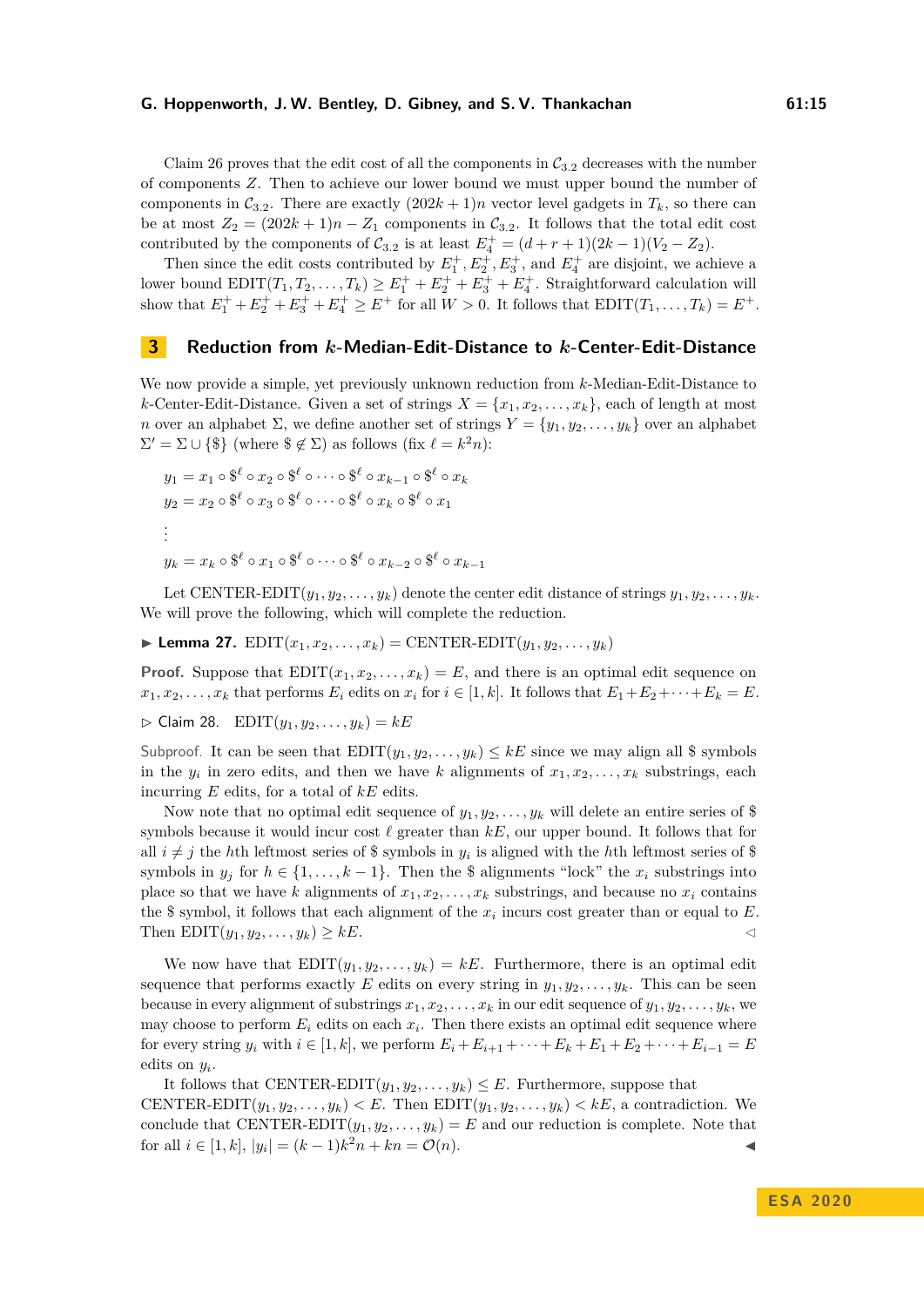Claim 26 proves that the edit cost of all the components in $\mathcal{C}_{3.2}$ decreases with the number of components $Z$. Then to achieve our lower bound we must upper bound the number of components in $\mathcal{C}_{3.2}$. There are exactly $(202k+1)n$ vector level gadgets in $T_k$, so there can be at most $Z_2 = (202k+1)n - Z_1$ components in $\mathcal{C}_{3.2}$. It follows that the total edit cost contributed by the components of $\mathcal{C}_{3.2}$ is at least $E_4^+ = (d+r+1)(2k-1)(V_2 - Z_2)$.

Then since the edit costs contributed by $E_1^+, E_2^+, E_3^+$, and $E_4^+$ are disjoint, we achieve a lower bound $\text{EDIT}(T_1, T_2, \ldots, T_k) \geq E_1^+ + E_2^+ + E_3^+ + E_4^+$. Straightforward calculation will show that $E_1^+ + E_2^+ + E_3^+ + E_4^+ \geq E^+$ for all $W > 0$. It follows that $\text{EDIT}(T_1, \ldots, T_k) = E^+$.

## 3 Reduction from $k$-Median-Edit-Distance to $k$-Center-Edit-Distance

We now provide a simple, yet previously unknown reduction from $k$-Median-Edit-Distance to $k$-Center-Edit-Distance. Given a set of strings $X = \{x_1, x_2, \ldots, x_k\}$, each of length at most $n$ over an alphabet $\Sigma$, we define another set of strings $Y = \{y_1, y_2, \ldots, y_k\}$ over an alphabet $\Sigma' = \Sigma \cup \{\$\}$ (where $\$ \notin \Sigma$) as follows (fix $\ell = k^2 n$):

$$y_1 = x_1 \circ \$^\ell \circ x_2 \circ \$^\ell \circ \cdots \circ \$^\ell \circ x_{k-1} \circ \$^\ell \circ x_k$$

$$y_2 = x_2 \circ \$^\ell \circ x_3 \circ \$^\ell \circ \cdots \circ \$^\ell \circ x_k \circ \$^\ell \circ x_1$$

$$\vdots$$

$$y_k = x_k \circ \$^\ell \circ x_1 \circ \$^\ell \circ \cdots \circ \$^\ell \circ x_{k-2} \circ \$^\ell \circ x_{k-1}$$

Let $\text{CENTER-EDIT}(y_1, y_2, \ldots, y_k)$ denote the center edit distance of strings $y_1, y_2, \ldots, y_k$. We will prove the following, which will complete the reduction.

▶ **Lemma 27.** $\text{EDIT}(x_1, x_2, \ldots, x_k) = \text{CENTER-EDIT}(y_1, y_2, \ldots, y_k)$

**Proof.** Suppose that $\text{EDIT}(x_1, x_2, \ldots, x_k) = E$, and there is an optimal edit sequence on $x_1, x_2, \ldots, x_k$ that performs $E_i$ edits on $x_i$ for $i \in [1, k]$. It follows that $E_1 + E_2 + \cdots + E_k = E$.

▷ Claim 28. $\text{EDIT}(y_1, y_2, \ldots, y_k) = kE$

*Subproof.* It can be seen that $\text{EDIT}(y_1, y_2, \ldots, y_k) \leq kE$ since we may align all \$ symbols in the $y_i$ in zero edits, and then we have $k$ alignments of $x_1, x_2, \ldots, x_k$ substrings, each incurring $E$ edits, for a total of $kE$ edits.

Now note that no optimal edit sequence of $y_1, y_2, \ldots, y_k$ will delete an entire series of \$ symbols because it would incur cost $\ell$ greater than $kE$, our upper bound. It follows that for all $i \neq j$ the $h$th leftmost series of \$ symbols in $y_i$ is aligned with the $h$th leftmost series of \$ symbols in $y_j$ for $h \in \{1, \ldots, k-1\}$. Then the \$ alignments "lock" the $x_i$ substrings into place so that we have $k$ alignments of $x_1, x_2, \ldots, x_k$ substrings, and because no $x_i$ contains the \$ symbol, it follows that each alignment of the $x_i$ incurs cost greater than or equal to $E$. Then $\text{EDIT}(y_1, y_2, \ldots, y_k) \geq kE$. ◁

We now have that $\text{EDIT}(y_1, y_2, \ldots, y_k) = kE$. Furthermore, there is an optimal edit sequence that performs exactly $E$ edits on every string in $y_1, y_2, \ldots, y_k$. This can be seen because in every alignment of substrings $x_1, x_2, \ldots, x_k$ in our edit sequence of $y_1, y_2, \ldots, y_k$, we may choose to perform $E_i$ edits on each $x_i$. Then there exists an optimal edit sequence where for every string $y_i$ with $i \in [1, k]$, we perform $E_i + E_{i+1} + \cdots + E_k + E_1 + E_2 + \cdots + E_{i-1} = E$ edits on $y_i$.

It follows that $\text{CENTER-EDIT}(y_1, y_2, \ldots, y_k) \leq E$. Furthermore, suppose that $\text{CENTER-EDIT}(y_1, y_2, \ldots, y_k) < E$. Then $\text{EDIT}(y_1, y_2, \ldots, y_k) < kE$, a contradiction. We conclude that $\text{CENTER-EDIT}(y_1, y_2, \ldots, y_k) = E$ and our reduction is complete. Note that for all $i \in [1, k]$, $|y_i| = (k-1)k^2 n + kn = \mathcal{O}(n)$. ◀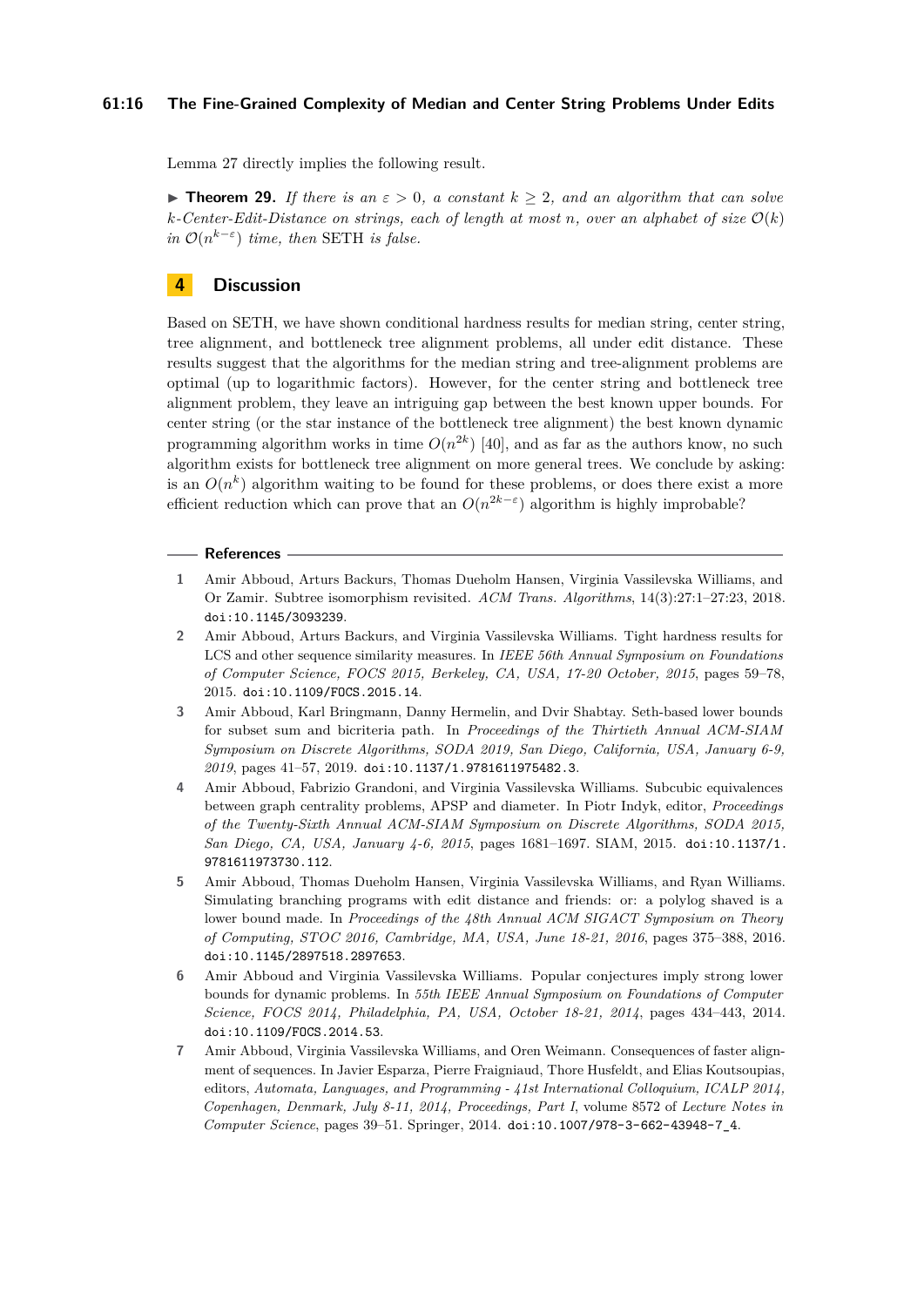Lemma 27 directly implies the following result.

▶ **Theorem 29.** *If there is an $\varepsilon > 0$, a constant $k \geq 2$, and an algorithm that can solve k-Center-Edit-Distance on strings, each of length at most $n$, over an alphabet of size $\mathcal{O}(k)$ in $\mathcal{O}(n^{k-\varepsilon})$ time, then* SETH *is false.*

## 4 Discussion

Based on SETH, we have shown conditional hardness results for median string, center string, tree alignment, and bottleneck tree alignment problems, all under edit distance. These results suggest that the algorithms for the median string and tree-alignment problems are optimal (up to logarithmic factors). However, for the center string and bottleneck tree alignment problem, they leave an intriguing gap between the best known upper bounds. For center string (or the star instance of the bottleneck tree alignment) the best known dynamic programming algorithm works in time $O(n^{2k})$ [40], and as far as the authors know, no such algorithm exists for bottleneck tree alignment on more general trees. We conclude by asking: is an $O(n^k)$ algorithm waiting to be found for these problems, or does there exist a more efficient reduction which can prove that an $O(n^{2k-\varepsilon})$ algorithm is highly improbable?

## References

1. Amir Abboud, Arturs Backurs, Thomas Dueholm Hansen, Virginia Vassilevska Williams, and Or Zamir. Subtree isomorphism revisited. *ACM Trans. Algorithms*, 14(3):27:1–27:23, 2018. doi:10.1145/3093239.
2. Amir Abboud, Arturs Backurs, and Virginia Vassilevska Williams. Tight hardness results for LCS and other sequence similarity measures. In *IEEE 56th Annual Symposium on Foundations of Computer Science, FOCS 2015, Berkeley, CA, USA, 17-20 October, 2015*, pages 59–78, 2015. doi:10.1109/FOCS.2015.14.
3. Amir Abboud, Karl Bringmann, Danny Hermelin, and Dvir Shabtay. Seth-based lower bounds for subset sum and bicriteria path. In *Proceedings of the Thirtieth Annual ACM-SIAM Symposium on Discrete Algorithms, SODA 2019, San Diego, California, USA, January 6-9, 2019*, pages 41–57, 2019. doi:10.1137/1.9781611975482.3.
4. Amir Abboud, Fabrizio Grandoni, and Virginia Vassilevska Williams. Subcubic equivalences between graph centrality problems, APSP and diameter. In Piotr Indyk, editor, *Proceedings of the Twenty-Sixth Annual ACM-SIAM Symposium on Discrete Algorithms, SODA 2015, San Diego, CA, USA, January 4-6, 2015*, pages 1681–1697. SIAM, 2015. doi:10.1137/1.9781611973730.112.
5. Amir Abboud, Thomas Dueholm Hansen, Virginia Vassilevska Williams, and Ryan Williams. Simulating branching programs with edit distance and friends: or: a polylog shaved is a lower bound made. In *Proceedings of the 48th Annual ACM SIGACT Symposium on Theory of Computing, STOC 2016, Cambridge, MA, USA, June 18-21, 2016*, pages 375–388, 2016. doi:10.1145/2897518.2897653.
6. Amir Abboud and Virginia Vassilevska Williams. Popular conjectures imply strong lower bounds for dynamic problems. In *55th IEEE Annual Symposium on Foundations of Computer Science, FOCS 2014, Philadelphia, PA, USA, October 18-21, 2014*, pages 434–443, 2014. doi:10.1109/FOCS.2014.53.
7. Amir Abboud, Virginia Vassilevska Williams, and Oren Weimann. Consequences of faster alignment of sequences. In Javier Esparza, Pierre Fraigniaud, Thore Husfeldt, and Elias Koutsoupias, editors, *Automata, Languages, and Programming - 41st International Colloquium, ICALP 2014, Copenhagen, Denmark, July 8-11, 2014, Proceedings, Part I*, volume 8572 of *Lecture Notes in Computer Science*, pages 39–51. Springer, 2014. doi:10.1007/978-3-662-43948-7_4.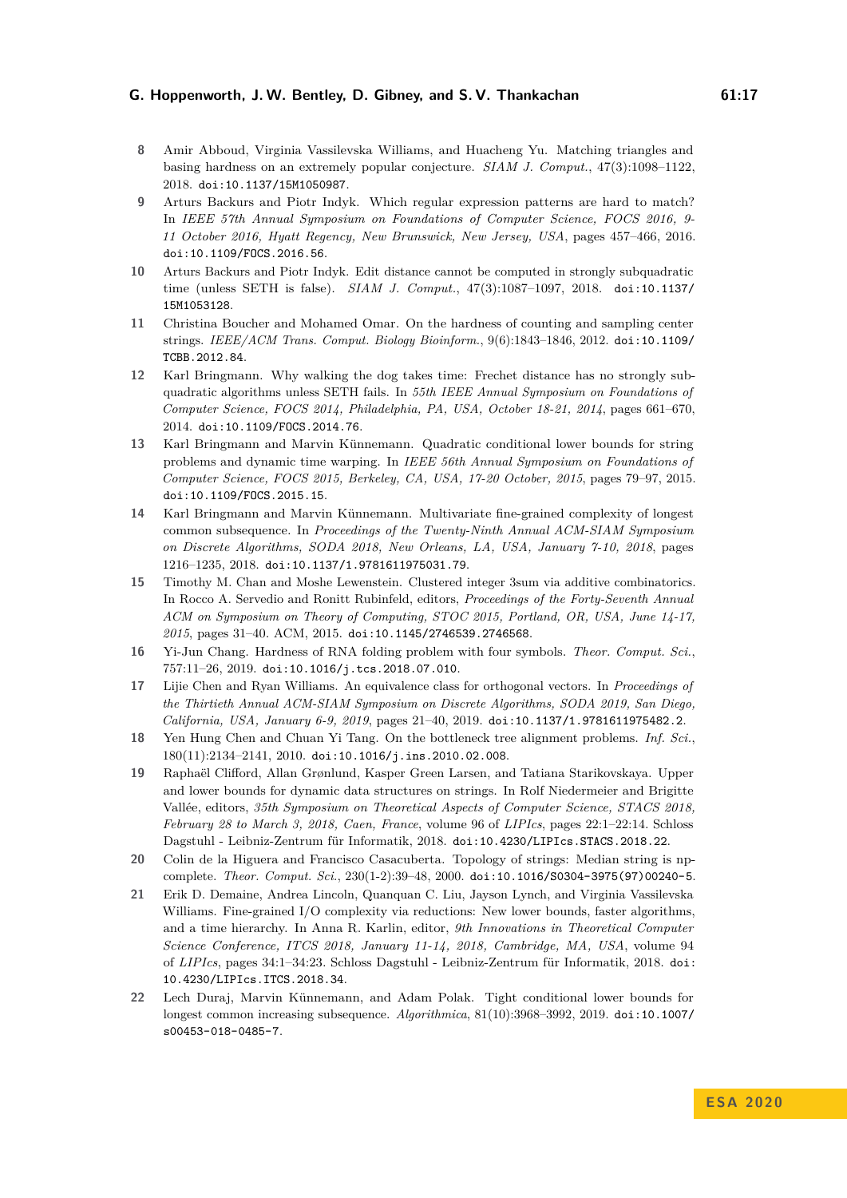8 Amir Abboud, Virginia Vassilevska Williams, and Huacheng Yu. Matching triangles and basing hardness on an extremely popular conjecture. *SIAM J. Comput.*, 47(3):1098–1122, 2018. doi:10.1137/15M1050987.

9 Arturs Backurs and Piotr Indyk. Which regular expression patterns are hard to match? In *IEEE 57th Annual Symposium on Foundations of Computer Science, FOCS 2016, 9-11 October 2016, Hyatt Regency, New Brunswick, New Jersey, USA*, pages 457–466, 2016. doi:10.1109/FOCS.2016.56.

10 Arturs Backurs and Piotr Indyk. Edit distance cannot be computed in strongly subquadratic time (unless SETH is false). *SIAM J. Comput.*, 47(3):1087–1097, 2018. doi:10.1137/15M1053128.

11 Christina Boucher and Mohamed Omar. On the hardness of counting and sampling center strings. *IEEE/ACM Trans. Comput. Biology Bioinform.*, 9(6):1843–1846, 2012. doi:10.1109/TCBB.2012.84.

12 Karl Bringmann. Why walking the dog takes time: Frechet distance has no strongly subquadratic algorithms unless SETH fails. In *55th IEEE Annual Symposium on Foundations of Computer Science, FOCS 2014, Philadelphia, PA, USA, October 18-21, 2014*, pages 661–670, 2014. doi:10.1109/FOCS.2014.76.

13 Karl Bringmann and Marvin Künnemann. Quadratic conditional lower bounds for string problems and dynamic time warping. In *IEEE 56th Annual Symposium on Foundations of Computer Science, FOCS 2015, Berkeley, CA, USA, 17-20 October, 2015*, pages 79–97, 2015. doi:10.1109/FOCS.2015.15.

14 Karl Bringmann and Marvin Künnemann. Multivariate fine-grained complexity of longest common subsequence. In *Proceedings of the Twenty-Ninth Annual ACM-SIAM Symposium on Discrete Algorithms, SODA 2018, New Orleans, LA, USA, January 7-10, 2018*, pages 1216–1235, 2018. doi:10.1137/1.9781611975031.79.

15 Timothy M. Chan and Moshe Lewenstein. Clustered integer 3sum via additive combinatorics. In Rocco A. Servedio and Ronitt Rubinfeld, editors, *Proceedings of the Forty-Seventh Annual ACM on Symposium on Theory of Computing, STOC 2015, Portland, OR, USA, June 14-17, 2015*, pages 31–40. ACM, 2015. doi:10.1145/2746539.2746568.

16 Yi-Jun Chang. Hardness of RNA folding problem with four symbols. *Theor. Comput. Sci.*, 757:11–26, 2019. doi:10.1016/j.tcs.2018.07.010.

17 Lijie Chen and Ryan Williams. An equivalence class for orthogonal vectors. In *Proceedings of the Thirtieth Annual ACM-SIAM Symposium on Discrete Algorithms, SODA 2019, San Diego, California, USA, January 6-9, 2019*, pages 21–40, 2019. doi:10.1137/1.9781611975482.2.

18 Yen Hung Chen and Chuan Yi Tang. On the bottleneck tree alignment problems. *Inf. Sci.*, 180(11):2134–2141, 2010. doi:10.1016/j.ins.2010.02.008.

19 Raphaël Clifford, Allan Grønlund, Kasper Green Larsen, and Tatiana Starikovskaya. Upper and lower bounds for dynamic data structures on strings. In Rolf Niedermeier and Brigitte Vallée, editors, *35th Symposium on Theoretical Aspects of Computer Science, STACS 2018, February 28 to March 3, 2018, Caen, France*, volume 96 of *LIPIcs*, pages 22:1–22:14. Schloss Dagstuhl - Leibniz-Zentrum für Informatik, 2018. doi:10.4230/LIPIcs.STACS.2018.22.

20 Colin de la Higuera and Francisco Casacuberta. Topology of strings: Median string is np-complete. *Theor. Comput. Sci.*, 230(1-2):39–48, 2000. doi:10.1016/S0304-3975(97)00240-5.

21 Erik D. Demaine, Andrea Lincoln, Quanquan C. Liu, Jayson Lynch, and Virginia Vassilevska Williams. Fine-grained I/O complexity via reductions: New lower bounds, faster algorithms, and a time hierarchy. In Anna R. Karlin, editor, *9th Innovations in Theoretical Computer Science Conference, ITCS 2018, January 11-14, 2018, Cambridge, MA, USA*, volume 94 of *LIPIcs*, pages 34:1–34:23. Schloss Dagstuhl - Leibniz-Zentrum für Informatik, 2018. doi:10.4230/LIPIcs.ITCS.2018.34.

22 Lech Duraj, Marvin Künnemann, and Adam Polak. Tight conditional lower bounds for longest common increasing subsequence. *Algorithmica*, 81(10):3968–3992, 2019. doi:10.1007/s00453-018-0485-7.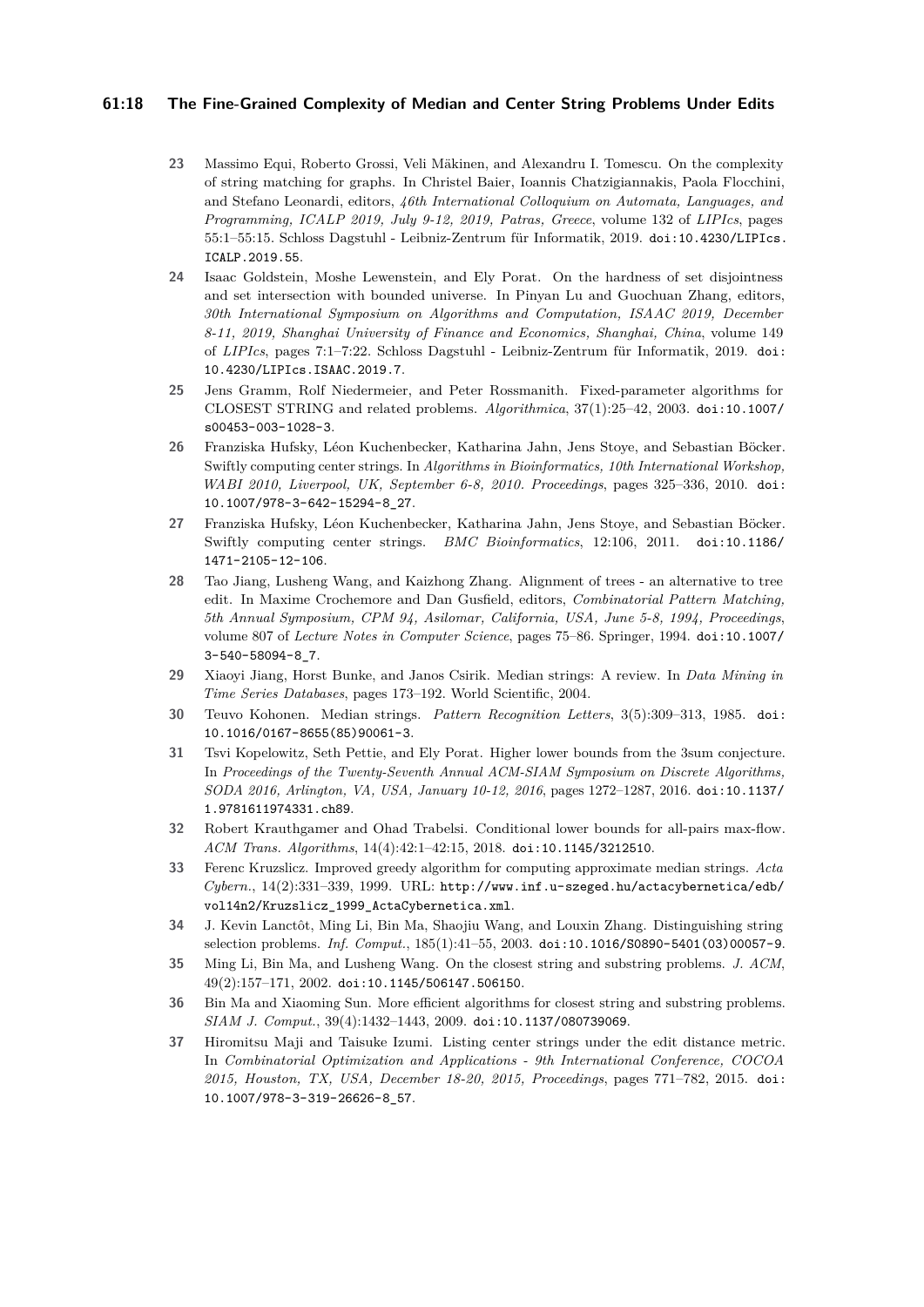23 Massimo Equi, Roberto Grossi, Veli Mäkinen, and Alexandru I. Tomescu. On the complexity of string matching for graphs. In Christel Baier, Ioannis Chatzigiannakis, Paola Flocchini, and Stefano Leonardi, editors, *46th International Colloquium on Automata, Languages, and Programming, ICALP 2019, July 9-12, 2019, Patras, Greece*, volume 132 of *LIPIcs*, pages 55:1–55:15. Schloss Dagstuhl - Leibniz-Zentrum für Informatik, 2019. doi:10.4230/LIPIcs.ICALP.2019.55.

24 Isaac Goldstein, Moshe Lewenstein, and Ely Porat. On the hardness of set disjointness and set intersection with bounded universe. In Pinyan Lu and Guochuan Zhang, editors, *30th International Symposium on Algorithms and Computation, ISAAC 2019, December 8-11, 2019, Shanghai University of Finance and Economics, Shanghai, China*, volume 149 of *LIPIcs*, pages 7:1–7:22. Schloss Dagstuhl - Leibniz-Zentrum für Informatik, 2019. doi:10.4230/LIPIcs.ISAAC.2019.7.

25 Jens Gramm, Rolf Niedermeier, and Peter Rossmanith. Fixed-parameter algorithms for CLOSEST STRING and related problems. *Algorithmica*, 37(1):25–42, 2003. doi:10.1007/s00453-003-1028-3.

26 Franziska Hufsky, Léon Kuchenbecker, Katharina Jahn, Jens Stoye, and Sebastian Böcker. Swiftly computing center strings. In *Algorithms in Bioinformatics, 10th International Workshop, WABI 2010, Liverpool, UK, September 6-8, 2010. Proceedings*, pages 325–336, 2010. doi:10.1007/978-3-642-15294-8_27.

27 Franziska Hufsky, Léon Kuchenbecker, Katharina Jahn, Jens Stoye, and Sebastian Böcker. Swiftly computing center strings. *BMC Bioinformatics*, 12:106, 2011. doi:10.1186/1471-2105-12-106.

28 Tao Jiang, Lusheng Wang, and Kaizhong Zhang. Alignment of trees - an alternative to tree edit. In Maxime Crochemore and Dan Gusfield, editors, *Combinatorial Pattern Matching, 5th Annual Symposium, CPM 94, Asilomar, California, USA, June 5-8, 1994, Proceedings*, volume 807 of *Lecture Notes in Computer Science*, pages 75–86. Springer, 1994. doi:10.1007/3-540-58094-8_7.

29 Xiaoyi Jiang, Horst Bunke, and Janos Csirik. Median strings: A review. In *Data Mining in Time Series Databases*, pages 173–192. World Scientific, 2004.

30 Teuvo Kohonen. Median strings. *Pattern Recognition Letters*, 3(5):309–313, 1985. doi:10.1016/0167-8655(85)90061-3.

31 Tsvi Kopelowitz, Seth Pettie, and Ely Porat. Higher lower bounds from the 3sum conjecture. In *Proceedings of the Twenty-Seventh Annual ACM-SIAM Symposium on Discrete Algorithms, SODA 2016, Arlington, VA, USA, January 10-12, 2016*, pages 1272–1287, 2016. doi:10.1137/1.9781611974331.ch89.

32 Robert Krauthgamer and Ohad Trabelsi. Conditional lower bounds for all-pairs max-flow. *ACM Trans. Algorithms*, 14(4):42:1–42:15, 2018. doi:10.1145/3212510.

33 Ferenc Kruzslicz. Improved greedy algorithm for computing approximate median strings. *Acta Cybern.*, 14(2):331–339, 1999. URL: http://www.inf.u-szeged.hu/actacybernetica/edb/vol14n2/Kruzslicz_1999_ActaCybernetica.xml.

34 J. Kevin Lanctôt, Ming Li, Bin Ma, Shaojiu Wang, and Louxin Zhang. Distinguishing string selection problems. *Inf. Comput.*, 185(1):41–55, 2003. doi:10.1016/S0890-5401(03)00057-9.

35 Ming Li, Bin Ma, and Lusheng Wang. On the closest string and substring problems. *J. ACM*, 49(2):157–171, 2002. doi:10.1145/506147.506150.

36 Bin Ma and Xiaoming Sun. More efficient algorithms for closest string and substring problems. *SIAM J. Comput.*, 39(4):1432–1443, 2009. doi:10.1137/080739069.

37 Hiromitsu Maji and Taisuke Izumi. Listing center strings under the edit distance metric. In *Combinatorial Optimization and Applications - 9th International Conference, COCOA 2015, Houston, TX, USA, December 18-20, 2015, Proceedings*, pages 771–782, 2015. doi:10.1007/978-3-319-26626-8_57.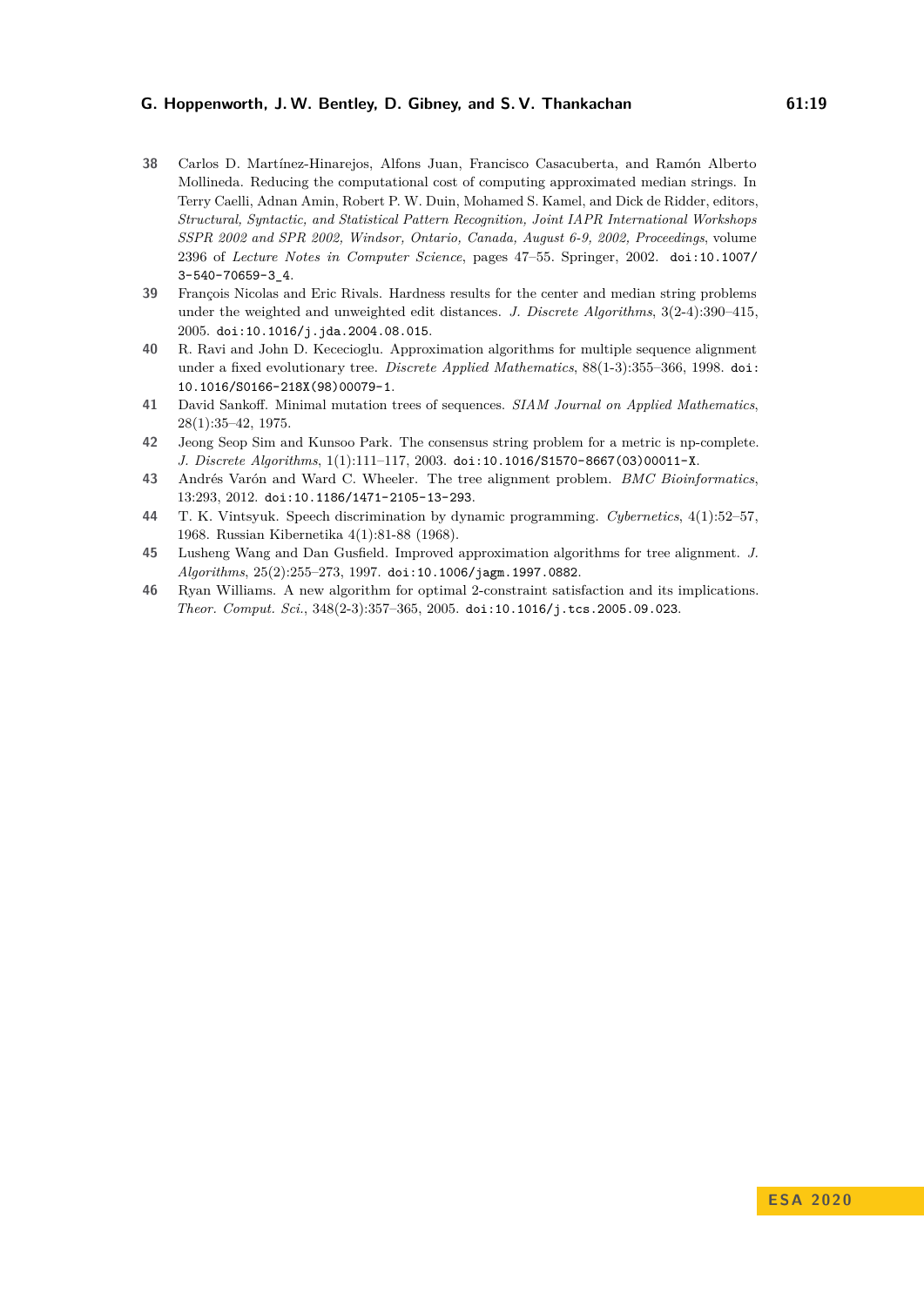38 Carlos D. Martínez-Hinarejos, Alfons Juan, Francisco Casacuberta, and Ramón Alberto Mollineda. Reducing the computational cost of computing approximated median strings. In Terry Caelli, Adnan Amin, Robert P. W. Duin, Mohamed S. Kamel, and Dick de Ridder, editors, *Structural, Syntactic, and Statistical Pattern Recognition, Joint IAPR International Workshops SSPR 2002 and SPR 2002, Windsor, Ontario, Canada, August 6-9, 2002, Proceedings*, volume 2396 of *Lecture Notes in Computer Science*, pages 47–55. Springer, 2002. `doi:10.1007/3-540-70659-3_4`.

39 François Nicolas and Eric Rivals. Hardness results for the center and median string problems under the weighted and unweighted edit distances. *J. Discrete Algorithms*, 3(2-4):390–415, 2005. `doi:10.1016/j.jda.2004.08.015`.

40 R. Ravi and John D. Kececioglu. Approximation algorithms for multiple sequence alignment under a fixed evolutionary tree. *Discrete Applied Mathematics*, 88(1-3):355–366, 1998. `doi:10.1016/S0166-218X(98)00079-1`.

41 David Sankoff. Minimal mutation trees of sequences. *SIAM Journal on Applied Mathematics*, 28(1):35–42, 1975.

42 Jeong Seop Sim and Kunsoo Park. The consensus string problem for a metric is np-complete. *J. Discrete Algorithms*, 1(1):111–117, 2003. `doi:10.1016/S1570-8667(03)00011-X`.

43 Andrés Varón and Ward C. Wheeler. The tree alignment problem. *BMC Bioinformatics*, 13:293, 2012. `doi:10.1186/1471-2105-13-293`.

44 T. K. Vintsyuk. Speech discrimination by dynamic programming. *Cybernetics*, 4(1):52–57, 1968. Russian Kibernetika 4(1):81-88 (1968).

45 Lusheng Wang and Dan Gusfield. Improved approximation algorithms for tree alignment. *J. Algorithms*, 25(2):255–273, 1997. `doi:10.1006/jagm.1997.0882`.

46 Ryan Williams. A new algorithm for optimal 2-constraint satisfaction and its implications. *Theor. Comput. Sci.*, 348(2-3):357–365, 2005. `doi:10.1016/j.tcs.2005.09.023`.